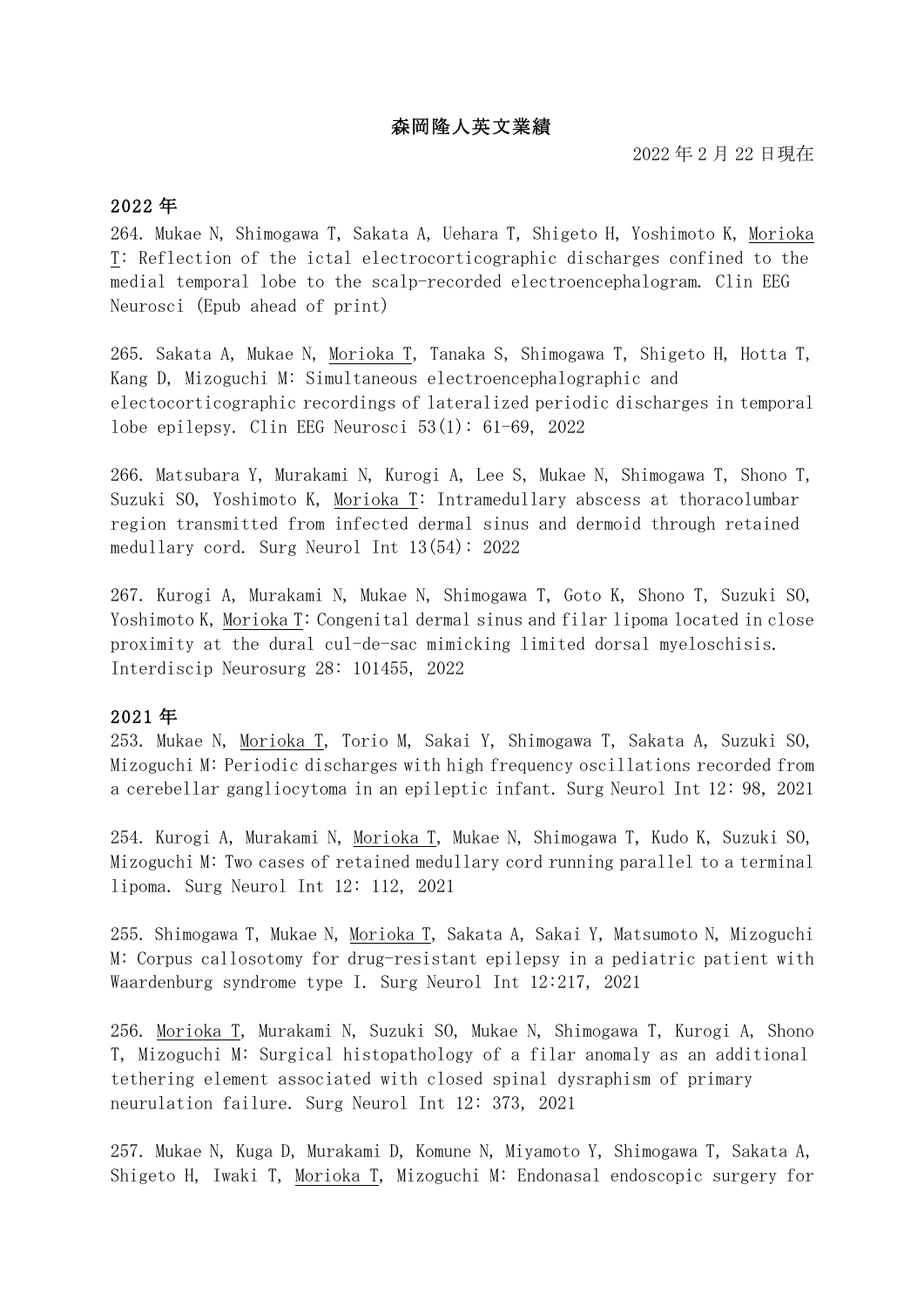**森岡隆人英文業績**

2022 年 2 月 22 日現在

## 2022 年

264. Mukae N, Shimogawa T, Sakata A, Uehara T, Shigeto H, Yoshimoto K, Morioka T: Reflection of the ictal electrocorticographic discharges confined to the medial temporal lobe to the scalp-recorded electroencephalogram. Clin EEG Neurosci (Epub ahead of print)

265. Sakata A, Mukae N, Morioka T, Tanaka S, Shimogawa T, Shigeto H, Hotta T, Kang D, Mizoguchi M: Simultaneous electroencephalographic and electocorticographic recordings of lateralized periodic discharges in temporal lobe epilepsy. Clin EEG Neurosci 53(1): 61-69, 2022

266. Matsubara Y, Murakami N, Kurogi A, Lee S, Mukae N, Shimogawa T, Shono T, Suzuki SO, Yoshimoto K, Morioka T: Intramedullary abscess at thoracolumbar region transmitted from infected dermal sinus and dermoid through retained medullary cord. Surg Neurol Int 13(54): 2022

267. Kurogi A, Murakami N, Mukae N, Shimogawa T, Goto K, Shono T, Suzuki SO, Yoshimoto K, Morioka T: Congenital dermal sinus and filar lipoma located in close proximity at the dural cul-de-sac mimicking limited dorsal myeloschisis. Interdiscip Neurosurg 28: 101455, 2022

## 2021 年

253. Mukae N, Morioka T, Torio M, Sakai Y, Shimogawa T, Sakata A, Suzuki SO, Mizoguchi M: Periodic discharges with high frequency oscillations recorded from a cerebellar gangliocytoma in an epileptic infant. Surg Neurol Int 12: 98, 2021

254. Kurogi A, Murakami N, Morioka T, Mukae N, Shimogawa T, Kudo K, Suzuki SO, Mizoguchi M: Two cases of retained medullary cord running parallel to a terminal lipoma. Surg Neurol Int 12: 112, 2021

255. Shimogawa T, Mukae N, Morioka T, Sakata A, Sakai Y, Matsumoto N, Mizoguchi M: Corpus callosotomy for drug-resistant epilepsy in a pediatric patient with Waardenburg syndrome type I. Surg Neurol Int 12:217, 2021

256. Morioka T, Murakami N, Suzuki SO, Mukae N, Shimogawa T, Kurogi A, Shono T, Mizoguchi M: Surgical histopathology of a filar anomaly as an additional tethering element associated with closed spinal dysraphism of primary neurulation failure. Surg Neurol Int 12: 373, 2021

257. Mukae N, Kuga D, Murakami D, Komune N, Miyamoto Y, Shimogawa T, Sakata A, Shigeto H, Iwaki T, Morioka T, Mizoguchi M: Endonasal endoscopic surgery for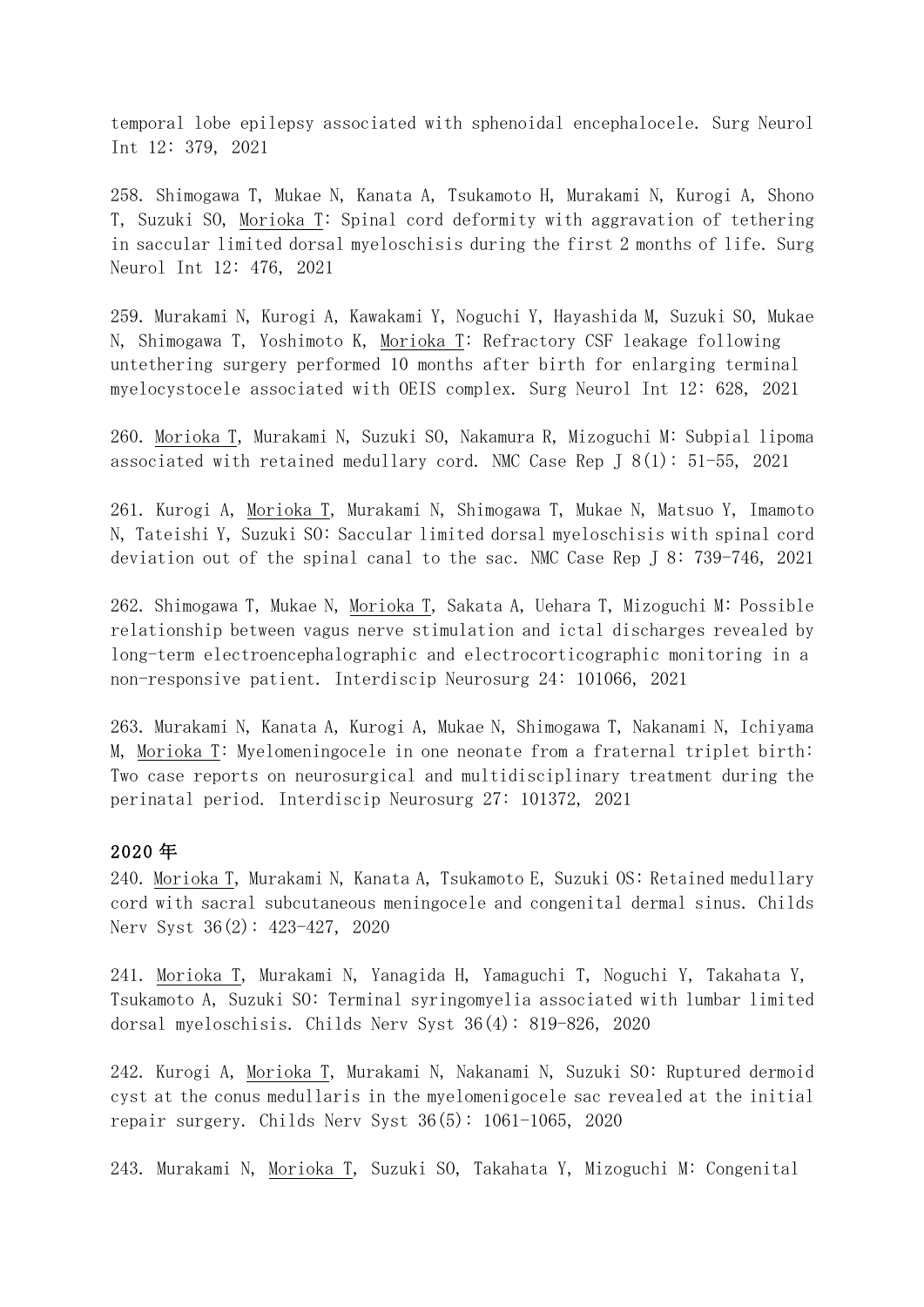temporal lobe epilepsy associated with sphenoidal encephalocele. Surg Neurol Int 12: 379, 2021

258. Shimogawa T, Mukae N, Kanata A, Tsukamoto H, Murakami N, Kurogi A, Shono T, Suzuki SO, Morioka T: Spinal cord deformity with aggravation of tethering in saccular limited dorsal myeloschisis during the first 2 months of life. Surg Neurol Int 12: 476, 2021

259. Murakami N, Kurogi A, Kawakami Y, Noguchi Y, Hayashida M, Suzuki SO, Mukae N, Shimogawa T, Yoshimoto K, Morioka T: Refractory CSF leakage following untethering surgery performed 10 months after birth for enlarging terminal myelocystocele associated with OEIS complex. Surg Neurol Int 12: 628, 2021

260. Morioka T, Murakami N, Suzuki SO, Nakamura R, Mizoguchi M: Subpial lipoma associated with retained medullary cord. NMC Case Rep J 8(1): 51-55, 2021

261. Kurogi A, Morioka T, Murakami N, Shimogawa T, Mukae N, Matsuo Y, Imamoto N, Tateishi Y, Suzuki SO: Saccular limited dorsal myeloschisis with spinal cord deviation out of the spinal canal to the sac. NMC Case Rep J 8: 739-746, 2021

262. Shimogawa T, Mukae N, Morioka T, Sakata A, Uehara T, Mizoguchi M: Possible relationship between vagus nerve stimulation and ictal discharges revealed by long-term electroencephalographic and electrocorticographic monitoring in a non-responsive patient. Interdiscip Neurosurg 24: 101066, 2021

263. Murakami N, Kanata A, Kurogi A, Mukae N, Shimogawa T, Nakanami N, Ichiyama M, Morioka T: Myelomeningocele in one neonate from a fraternal triplet birth: Two case reports on neurosurgical and multidisciplinary treatment during the perinatal period. Interdiscip Neurosurg 27: 101372, 2021

## 2020 年

240. Morioka T, Murakami N, Kanata A, Tsukamoto E, Suzuki OS: Retained medullary cord with sacral subcutaneous meningocele and congenital dermal sinus. Childs Nerv Syst 36(2): 423-427, 2020

241. Morioka T, Murakami N, Yanagida H, Yamaguchi T, Noguchi Y, Takahata Y, Tsukamoto A, Suzuki SO: Terminal syringomyelia associated with lumbar limited dorsal myeloschisis. Childs Nerv Syst 36(4): 819-826, 2020

242. Kurogi A, Morioka T, Murakami N, Nakanami N, Suzuki SO: Ruptured dermoid cyst at the conus medullaris in the myelomenigocele sac revealed at the initial repair surgery. Childs Nerv Syst 36(5): 1061-1065, 2020

243. Murakami N, Morioka T, Suzuki SO, Takahata Y, Mizoguchi M: Congenital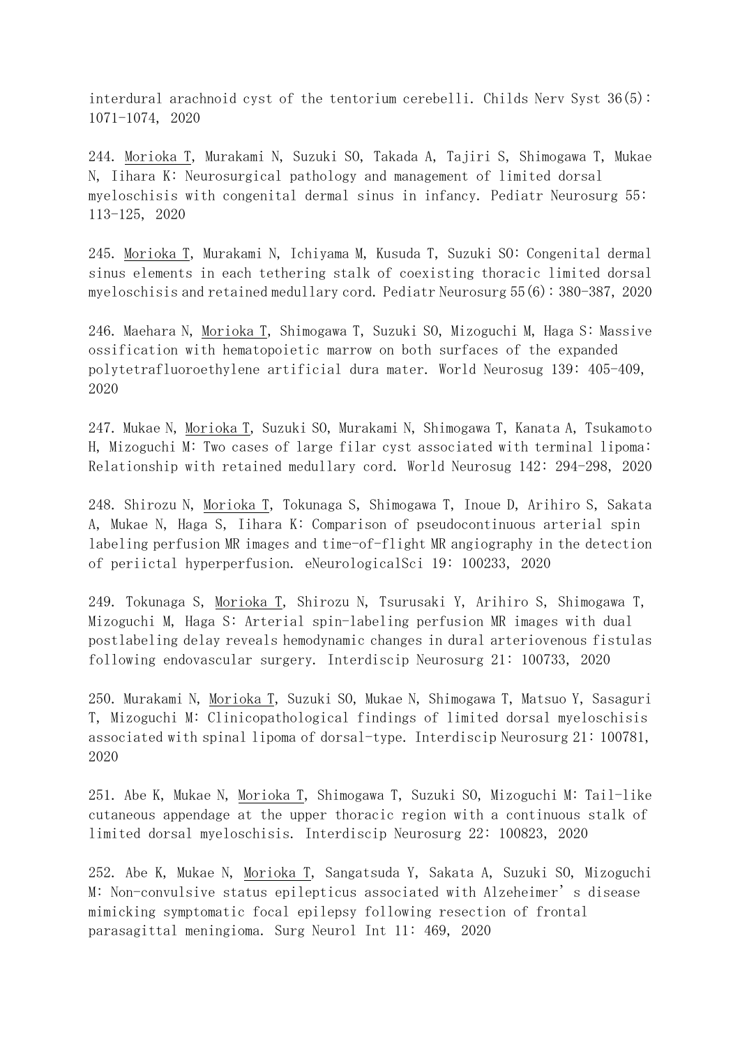interdural arachnoid cyst of the tentorium cerebelli. Childs Nerv Syst 36(5): 1071-1074, 2020

244. <u>Morioka T</u>, Murakami N, Suzuki SO, Takada A, Tajiri S, Shimogawa T, Mukae N, Iihara K: Neurosurgical pathology and management of limited dorsal myeloschisis with congenital dermal sinus in infancy. Pediatr Neurosurg 55: 113-125, 2020

245. <u>Morioka T</u>, Murakami N, Ichiyama M, Kusuda T, Suzuki SO: Congenital dermal sinus elements in each tethering stalk of coexisting thoracic limited dorsal myeloschisis and retained medullary cord. Pediatr Neurosurg 55(6): 380-387, 2020

246. Maehara N, <u>Morioka T</u>, Shimogawa T, Suzuki SO, Mizoguchi M, Haga S: Massive ossification with hematopoietic marrow on both surfaces of the expanded polytetrafluoroethylene artificial dura mater. World Neurosug 139: 405-409, 2020

247. Mukae N, <u>Morioka T</u>, Suzuki SO, Murakami N, Shimogawa T, Kanata A, Tsukamoto H, Mizoguchi M: Two cases of large filar cyst associated with terminal lipoma: Relationship with retained medullary cord. World Neurosug 142: 294-298, 2020

248. Shirozu N, <u>Morioka T</u>, Tokunaga S, Shimogawa T, Inoue D, Arihiro S, Sakata A, Mukae N, Haga S, Iihara K: Comparison of pseudocontinuous arterial spin labeling perfusion MR images and time-of-flight MR angiography in the detection of periictal hyperperfusion. eNeurologicalSci 19: 100233, 2020

249. Tokunaga S, <u>Morioka T</u>, Shirozu N, Tsurusaki Y, Arihiro S, Shimogawa T, Mizoguchi M, Haga S: Arterial spin-labeling perfusion MR images with dual postlabeling delay reveals hemodynamic changes in dural arteriovenous fistulas following endovascular surgery. Interdiscip Neurosurg 21: 100733, 2020

250. Murakami N, <u>Morioka T</u>, Suzuki SO, Mukae N, Shimogawa T, Matsuo Y, Sasaguri T, Mizoguchi M: Clinicopathological findings of limited dorsal myeloschisis associated with spinal lipoma of dorsal-type. Interdiscip Neurosurg 21: 100781, 2020

251. Abe K, Mukae N, <u>Morioka T</u>, Shimogawa T, Suzuki SO, Mizoguchi M: Tail-like cutaneous appendage at the upper thoracic region with a continuous stalk of limited dorsal myeloschisis. Interdiscip Neurosurg 22: 100823, 2020

252. Abe K, Mukae N, <u>Morioka T</u>, Sangatsuda Y, Sakata A, Suzuki SO, Mizoguchi M: Non-convulsive status epilepticus associated with Alzeheimer’s disease mimicking symptomatic focal epilepsy following resection of frontal parasagittal meningioma. Surg Neurol Int 11: 469, 2020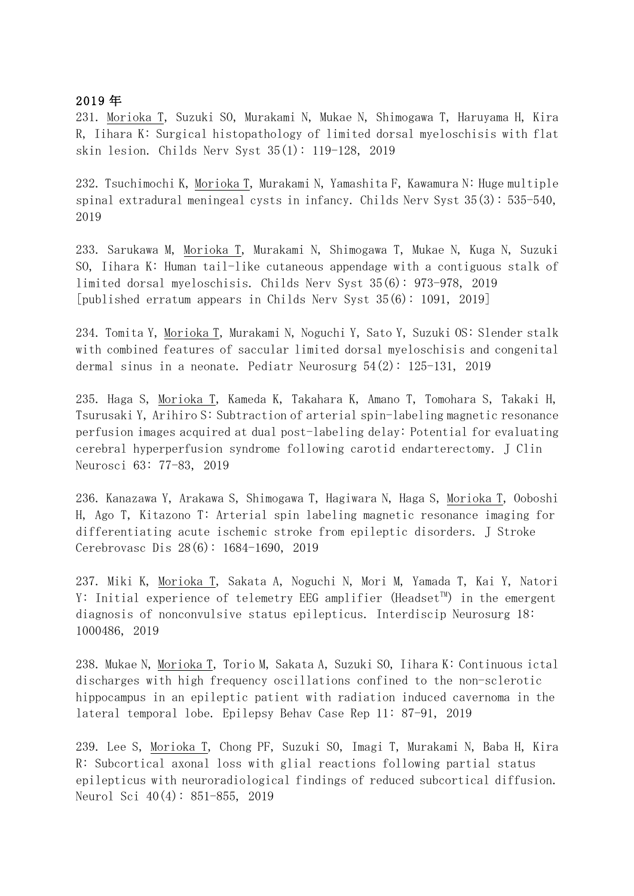## 2019 年

231. <u>Morioka T</u>, Suzuki SO, Murakami N, Mukae N, Shimogawa T, Haruyama H, Kira R, Iihara K: Surgical histopathology of limited dorsal myeloschisis with flat skin lesion. Childs Nerv Syst 35(1): 119-128, 2019

232. Tsuchimochi K, <u>Morioka T</u>, Murakami N, Yamashita F, Kawamura N: Huge multiple spinal extradural meningeal cysts in infancy. Childs Nerv Syst 35(3): 535-540, 2019

233. Sarukawa M, <u>Morioka T</u>, Murakami N, Shimogawa T, Mukae N, Kuga N, Suzuki SO, Iihara K: Human tail-like cutaneous appendage with a contiguous stalk of limited dorsal myeloschisis. Childs Nerv Syst 35(6): 973-978, 2019 [published erratum appears in Childs Nerv Syst 35(6): 1091, 2019]

234. Tomita Y, <u>Morioka T</u>, Murakami N, Noguchi Y, Sato Y, Suzuki OS: Slender stalk with combined features of saccular limited dorsal myeloschisis and congenital dermal sinus in a neonate. Pediatr Neurosurg 54(2): 125-131, 2019

235. Haga S, <u>Morioka T</u>, Kameda K, Takahara K, Amano T, Tomohara S, Takaki H, Tsurusaki Y, Arihiro S: Subtraction of arterial spin-labeling magnetic resonance perfusion images acquired at dual post-labeling delay: Potential for evaluating cerebral hyperperfusion syndrome following carotid endarterectomy. J Clin Neurosci 63: 77-83, 2019

236. Kanazawa Y, Arakawa S, Shimogawa T, Hagiwara N, Haga S, <u>Morioka T</u>, Ooboshi H, Ago T, Kitazono T: Arterial spin labeling magnetic resonance imaging for differentiating acute ischemic stroke from epileptic disorders. J Stroke Cerebrovasc Dis 28(6): 1684-1690, 2019

237. Miki K, <u>Morioka T</u>, Sakata A, Noguchi N, Mori M, Yamada T, Kai Y, Natori Y: Initial experience of telemetry EEG amplifier (Headset™) in the emergent diagnosis of nonconvulsive status epilepticus. Interdiscip Neurosurg 18: 1000486, 2019

238. Mukae N, <u>Morioka T</u>, Torio M, Sakata A, Suzuki SO, Iihara K: Continuous ictal discharges with high frequency oscillations confined to the non-sclerotic hippocampus in an epileptic patient with radiation induced cavernoma in the lateral temporal lobe. Epilepsy Behav Case Rep 11: 87-91, 2019

239. Lee S, <u>Morioka T</u>, Chong PF, Suzuki SO, Imagi T, Murakami N, Baba H, Kira R: Subcortical axonal loss with glial reactions following partial status epilepticus with neuroradiological findings of reduced subcortical diffusion. Neurol Sci 40(4): 851-855, 2019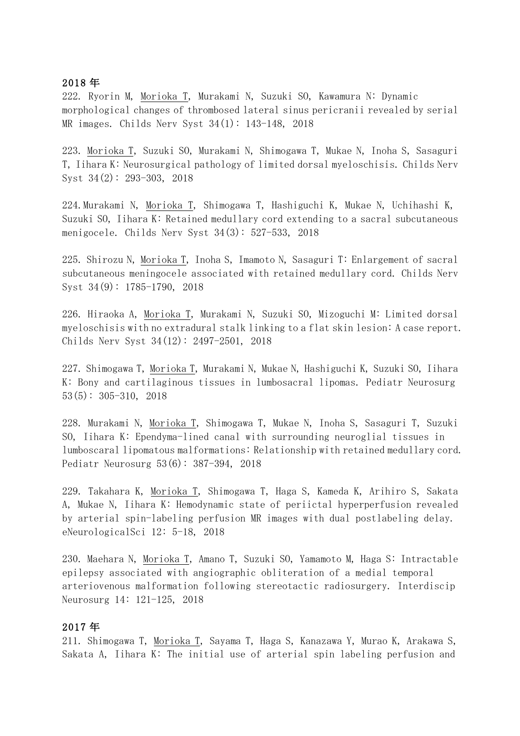## 2018 年

222. Ryorin M, <u>Morioka T</u>, Murakami N, Suzuki SO, Kawamura N: Dynamic morphological changes of thrombosed lateral sinus pericranii revealed by serial MR images. Childs Nerv Syst 34(1): 143-148, 2018

223. <u>Morioka T</u>, Suzuki SO, Murakami N, Shimogawa T, Mukae N, Inoha S, Sasaguri T, Iihara K: Neurosurgical pathology of limited dorsal myeloschisis. Childs Nerv Syst 34(2): 293-303, 2018

224. Murakami N, <u>Morioka T</u>, Shimogawa T, Hashiguchi K, Mukae N, Uchihashi K, Suzuki SO, Iihara K: Retained medullary cord extending to a sacral subcutaneous menigocele. Childs Nerv Syst 34(3): 527-533, 2018

225. Shirozu N, <u>Morioka T</u>, Inoha S, Imamoto N, Sasaguri T: Enlargement of sacral subcutaneous meningocele associated with retained medullary cord. Childs Nerv Syst 34(9): 1785-1790, 2018

226. Hiraoka A, <u>Morioka T</u>, Murakami N, Suzuki SO, Mizoguchi M: Limited dorsal myeloschisis with no extradural stalk linking to a flat skin lesion: A case report. Childs Nerv Syst 34(12): 2497-2501, 2018

227. Shimogawa T, <u>Morioka T</u>, Murakami N, Mukae N, Hashiguchi K, Suzuki SO, Iihara K: Bony and cartilaginous tissues in lumbosacral lipomas. Pediatr Neurosurg 53(5): 305-310, 2018

228. Murakami N, <u>Morioka T</u>, Shimogawa T, Mukae N, Inoha S, Sasaguri T, Suzuki SO, Iihara K: Ependyma-lined canal with surrounding neuroglial tissues in lumboscaral lipomatous malformations: Relationship with retained medullary cord. Pediatr Neurosurg 53(6): 387-394, 2018

229. Takahara K, <u>Morioka T</u>, Shimogawa T, Haga S, Kameda K, Arihiro S, Sakata A, Mukae N, Iihara K: Hemodynamic state of periictal hyperperfusion revealed by arterial spin-labeling perfusion MR images with dual postlabeling delay. eNeurologicalSci 12: 5-18, 2018

230. Maehara N, <u>Morioka T</u>, Amano T, Suzuki SO, Yamamoto M, Haga S: Intractable epilepsy associated with angiographic obliteration of a medial temporal arteriovenous malformation following stereotactic radiosurgery. Interdiscip Neurosurg 14: 121-125, 2018

## 2017 年

211. Shimogawa T, <u>Morioka T</u>, Sayama T, Haga S, Kanazawa Y, Murao K, Arakawa S, Sakata A, Iihara K: The initial use of arterial spin labeling perfusion and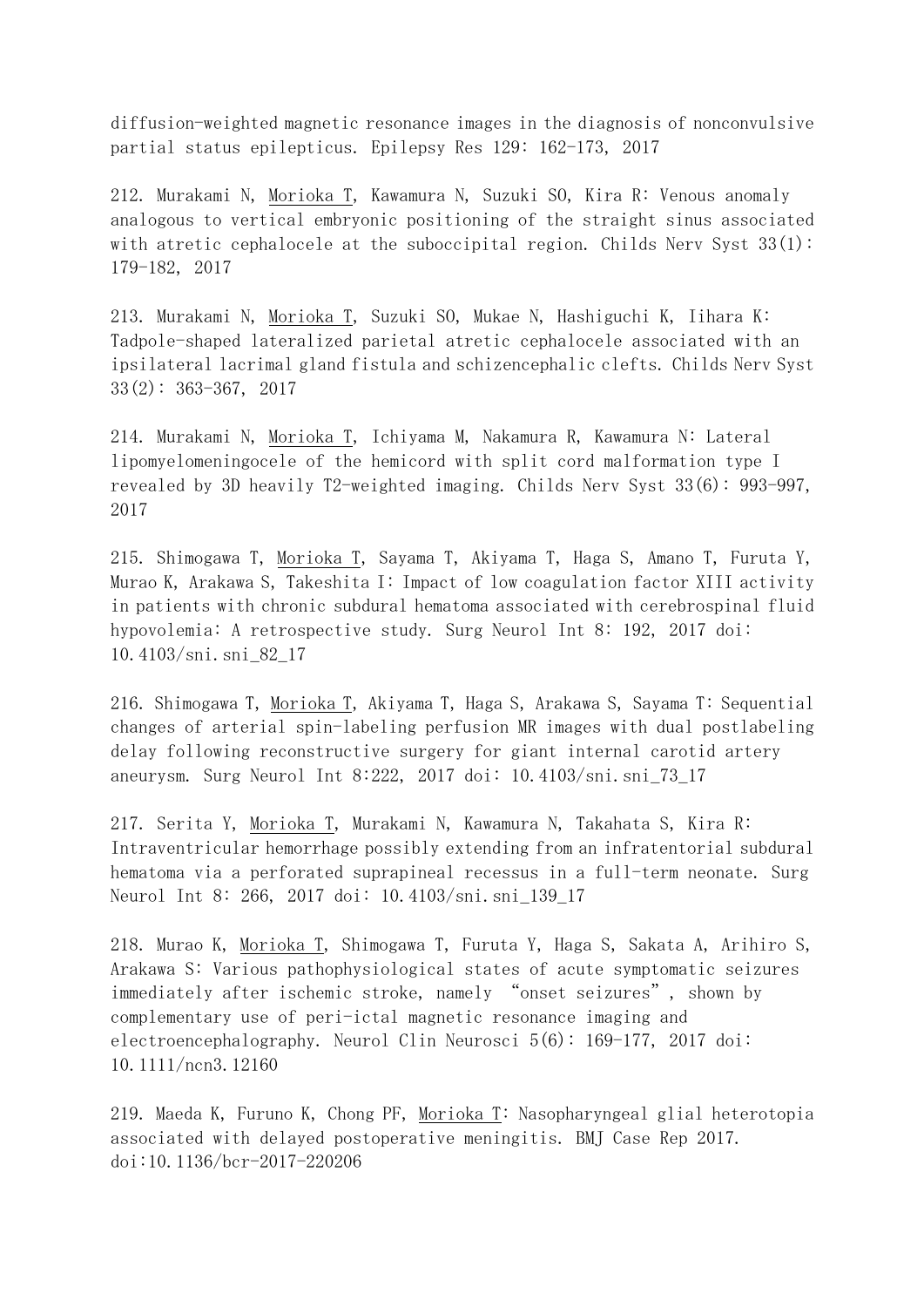diffusion-weighted magnetic resonance images in the diagnosis of nonconvulsive partial status epilepticus. Epilepsy Res 129: 162-173, 2017

212. Murakami N, Morioka T, Kawamura N, Suzuki SO, Kira R: Venous anomaly analogous to vertical embryonic positioning of the straight sinus associated with atretic cephalocele at the suboccipital region. Childs Nerv Syst 33(1): 179-182, 2017

213. Murakami N, Morioka T, Suzuki SO, Mukae N, Hashiguchi K, Iihara K: Tadpole-shaped lateralized parietal atretic cephalocele associated with an ipsilateral lacrimal gland fistula and schizencephalic clefts. Childs Nerv Syst 33(2): 363-367, 2017

214. Murakami N, Morioka T, Ichiyama M, Nakamura R, Kawamura N: Lateral lipomyelomeningocele of the hemicord with split cord malformation type I revealed by 3D heavily T2-weighted imaging. Childs Nerv Syst 33(6): 993-997, 2017

215. Shimogawa T, Morioka T, Sayama T, Akiyama T, Haga S, Amano T, Furuta Y, Murao K, Arakawa S, Takeshita I: Impact of low coagulation factor XIII activity in patients with chronic subdural hematoma associated with cerebrospinal fluid hypovolemia: A retrospective study. Surg Neurol Int 8: 192, 2017 doi: 10.4103/sni.sni_82_17

216. Shimogawa T, Morioka T, Akiyama T, Haga S, Arakawa S, Sayama T: Sequential changes of arterial spin-labeling perfusion MR images with dual postlabeling delay following reconstructive surgery for giant internal carotid artery aneurysm. Surg Neurol Int 8:222, 2017 doi: 10.4103/sni.sni_73_17

217. Serita Y, Morioka T, Murakami N, Kawamura N, Takahata S, Kira R: Intraventricular hemorrhage possibly extending from an infratentorial subdural hematoma via a perforated suprapineal recessus in a full-term neonate. Surg Neurol Int 8: 266, 2017 doi: 10.4103/sni.sni_139_17

218. Murao K, Morioka T, Shimogawa T, Furuta Y, Haga S, Sakata A, Arihiro S, Arakawa S: Various pathophysiological states of acute symptomatic seizures immediately after ischemic stroke, namely "onset seizures", shown by complementary use of peri-ictal magnetic resonance imaging and electroencephalography. Neurol Clin Neurosci 5(6): 169-177, 2017 doi: 10.1111/ncn3.12160

219. Maeda K, Furuno K, Chong PF, Morioka T: Nasopharyngeal glial heterotopia associated with delayed postoperative meningitis. BMJ Case Rep 2017. doi:10.1136/bcr-2017-220206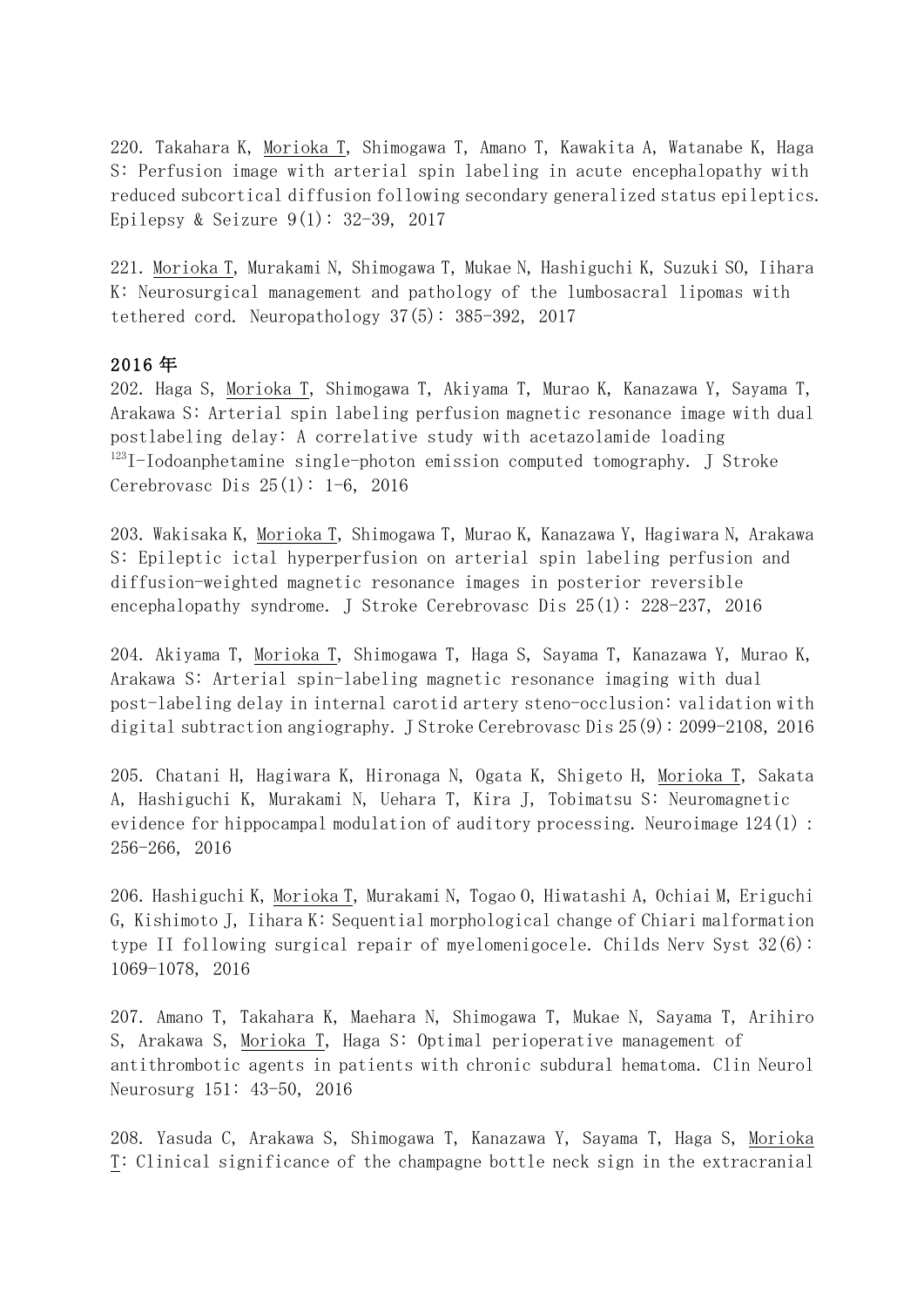220. Takahara K, Morioka T, Shimogawa T, Amano T, Kawakita A, Watanabe K, Haga S: Perfusion image with arterial spin labeling in acute encephalopathy with reduced subcortical diffusion following secondary generalized status epileptics. Epilepsy & Seizure 9(1): 32-39, 2017

221. Morioka T, Murakami N, Shimogawa T, Mukae N, Hashiguchi K, Suzuki SO, Iihara K: Neurosurgical management and pathology of the lumbosacral lipomas with tethered cord. Neuropathology 37(5): 385-392, 2017

## 2016 年

202. Haga S, Morioka T, Shimogawa T, Akiyama T, Murao K, Kanazawa Y, Sayama T, Arakawa S: Arterial spin labeling perfusion magnetic resonance image with dual postlabeling delay: A correlative study with acetazolamide loading $^{123}$I-Iodoanphetamine single-photon emission computed tomography. J Stroke Cerebrovasc Dis 25(1): 1-6, 2016

203. Wakisaka K, Morioka T, Shimogawa T, Murao K, Kanazawa Y, Hagiwara N, Arakawa S: Epileptic ictal hyperperfusion on arterial spin labeling perfusion and diffusion-weighted magnetic resonance images in posterior reversible encephalopathy syndrome. J Stroke Cerebrovasc Dis 25(1): 228-237, 2016

204. Akiyama T, Morioka T, Shimogawa T, Haga S, Sayama T, Kanazawa Y, Murao K, Arakawa S: Arterial spin-labeling magnetic resonance imaging with dual post-labeling delay in internal carotid artery steno-occlusion: validation with digital subtraction angiography. J Stroke Cerebrovasc Dis 25(9): 2099-2108, 2016

205. Chatani H, Hagiwara K, Hironaga N, Ogata K, Shigeto H, Morioka T, Sakata A, Hashiguchi K, Murakami N, Uehara T, Kira J, Tobimatsu S: Neuromagnetic evidence for hippocampal modulation of auditory processing. Neuroimage 124(1): 256-266, 2016

206. Hashiguchi K, Morioka T, Murakami N, Togao O, Hiwatashi A, Ochiai M, Eriguchi G, Kishimoto J, Iihara K: Sequential morphological change of Chiari malformation type II following surgical repair of myelomenigocele. Childs Nerv Syst 32(6): 1069-1078, 2016

207. Amano T, Takahara K, Maehara N, Shimogawa T, Mukae N, Sayama T, Arihiro S, Arakawa S, Morioka T, Haga S: Optimal perioperative management of antithrombotic agents in patients with chronic subdural hematoma. Clin Neurol Neurosurg 151: 43-50, 2016

208. Yasuda C, Arakawa S, Shimogawa T, Kanazawa Y, Sayama T, Haga S, Morioka T: Clinical significance of the champagne bottle neck sign in the extracranial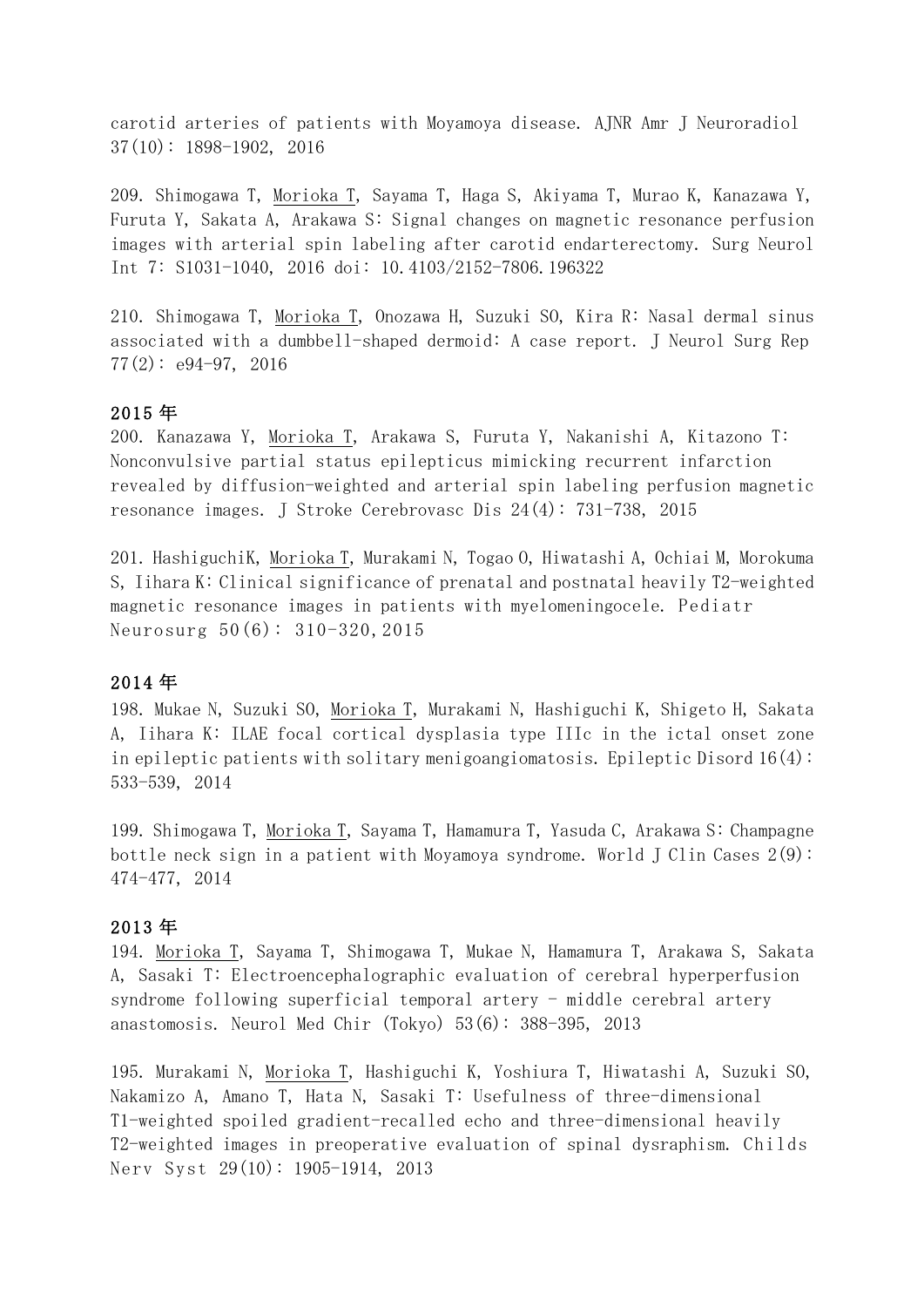carotid arteries of patients with Moyamoya disease. AJNR Amr J Neuroradiol 37(10): 1898-1902, 2016

209. Shimogawa T, Morioka T, Sayama T, Haga S, Akiyama T, Murao K, Kanazawa Y, Furuta Y, Sakata A, Arakawa S: Signal changes on magnetic resonance perfusion images with arterial spin labeling after carotid endarterectomy. Surg Neurol Int 7: S1031-1040, 2016 doi: 10.4103/2152-7806.196322

210. Shimogawa T, Morioka T, Onozawa H, Suzuki SO, Kira R: Nasal dermal sinus associated with a dumbbell-shaped dermoid: A case report. J Neurol Surg Rep 77(2): e94-97, 2016

## 2015 年

200. Kanazawa Y, Morioka T, Arakawa S, Furuta Y, Nakanishi A, Kitazono T: Nonconvulsive partial status epilepticus mimicking recurrent infarction revealed by diffusion-weighted and arterial spin labeling perfusion magnetic resonance images. J Stroke Cerebrovasc Dis 24(4): 731-738, 2015

201. HashiguchiK, Morioka T, Murakami N, Togao O, Hiwatashi A, Ochiai M, Morokuma S, Iihara K: Clinical significance of prenatal and postnatal heavily T2-weighted magnetic resonance images in patients with myelomeningocele. Pediatr Neurosurg 50(6): 310-320,2015

## 2014 年

198. Mukae N, Suzuki SO, Morioka T, Murakami N, Hashiguchi K, Shigeto H, Sakata A, Iihara K: ILAE focal cortical dysplasia type IIIc in the ictal onset zone in epileptic patients with solitary menigoangiomatosis. Epileptic Disord 16(4): 533-539, 2014

199. Shimogawa T, Morioka T, Sayama T, Hamamura T, Yasuda C, Arakawa S: Champagne bottle neck sign in a patient with Moyamoya syndrome. World J Clin Cases 2(9): 474-477, 2014

## 2013 年

194. Morioka T, Sayama T, Shimogawa T, Mukae N, Hamamura T, Arakawa S, Sakata A, Sasaki T: Electroencephalographic evaluation of cerebral hyperperfusion syndrome following superficial temporal artery - middle cerebral artery anastomosis. Neurol Med Chir (Tokyo) 53(6): 388-395, 2013

195. Murakami N, Morioka T, Hashiguchi K, Yoshiura T, Hiwatashi A, Suzuki SO, Nakamizo A, Amano T, Hata N, Sasaki T: Usefulness of three-dimensional T1-weighted spoiled gradient-recalled echo and three-dimensional heavily T2-weighted images in preoperative evaluation of spinal dysraphism. Childs Nerv Syst 29(10): 1905-1914, 2013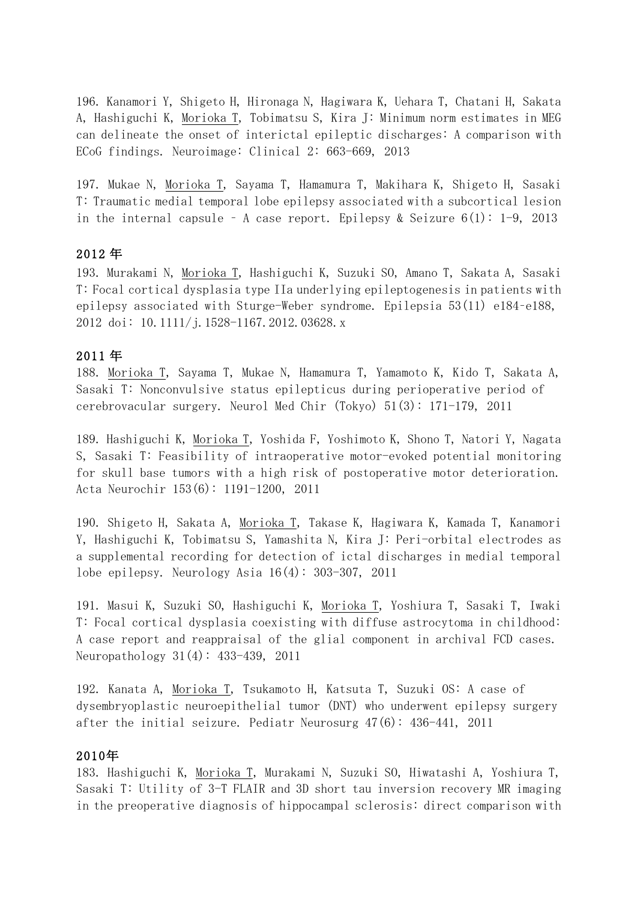196. Kanamori Y, Shigeto H, Hironaga N, Hagiwara K, Uehara T, Chatani H, Sakata A, Hashiguchi K, <u>Morioka T</u>, Tobimatsu S, Kira J: Minimum norm estimates in MEG can delineate the onset of interictal epileptic discharges: A comparison with ECoG findings. Neuroimage: Clinical 2: 663-669, 2013

197. Mukae N, <u>Morioka T</u>, Sayama T, Hamamura T, Makihara K, Shigeto H, Sasaki T: Traumatic medial temporal lobe epilepsy associated with a subcortical lesion in the internal capsule – A case report. Epilepsy & Seizure 6(1): 1-9, 2013

### 2012 年

193. Murakami N, <u>Morioka T</u>, Hashiguchi K, Suzuki SO, Amano T, Sakata A, Sasaki T: Focal cortical dysplasia type IIa underlying epileptogenesis in patients with epilepsy associated with Sturge-Weber syndrome. Epilepsia 53(11) e184-e188, 2012 doi: 10.1111/j.1528-1167.2012.03628.x

### 2011 年

188. <u>Morioka T</u>, Sayama T, Mukae N, Hamamura T, Yamamoto K, Kido T, Sakata A, Sasaki T: Nonconvulsive status epilepticus during perioperative period of cerebrovacular surgery. Neurol Med Chir (Tokyo) 51(3): 171-179, 2011

189. Hashiguchi K, <u>Morioka T</u>, Yoshida F, Yoshimoto K, Shono T, Natori Y, Nagata S, Sasaki T: Feasibility of intraoperative motor-evoked potential monitoring for skull base tumors with a high risk of postoperative motor deterioration. Acta Neurochir 153(6): 1191-1200, 2011

190. Shigeto H, Sakata A, <u>Morioka T</u>, Takase K, Hagiwara K, Kamada T, Kanamori Y, Hashiguchi K, Tobimatsu S, Yamashita N, Kira J: Peri-orbital electrodes as a supplemental recording for detection of ictal discharges in medial temporal lobe epilepsy. Neurology Asia 16(4): 303-307, 2011

191. Masui K, Suzuki SO, Hashiguchi K, <u>Morioka T</u>, Yoshiura T, Sasaki T, Iwaki T: Focal cortical dysplasia coexisting with diffuse astrocytoma in childhood: A case report and reappraisal of the glial component in archival FCD cases. Neuropathology 31(4): 433-439, 2011

192. Kanata A, <u>Morioka T</u>, Tsukamoto H, Katsuta T, Suzuki OS: A case of dysembryoplastic neuroepithelial tumor (DNT) who underwent epilepsy surgery after the initial seizure. Pediatr Neurosurg 47(6): 436-441, 2011

### 2010年

183. Hashiguchi K, <u>Morioka T</u>, Murakami N, Suzuki SO, Hiwatashi A, Yoshiura T, Sasaki T: Utility of 3-T FLAIR and 3D short tau inversion recovery MR imaging in the preoperative diagnosis of hippocampal sclerosis: direct comparison with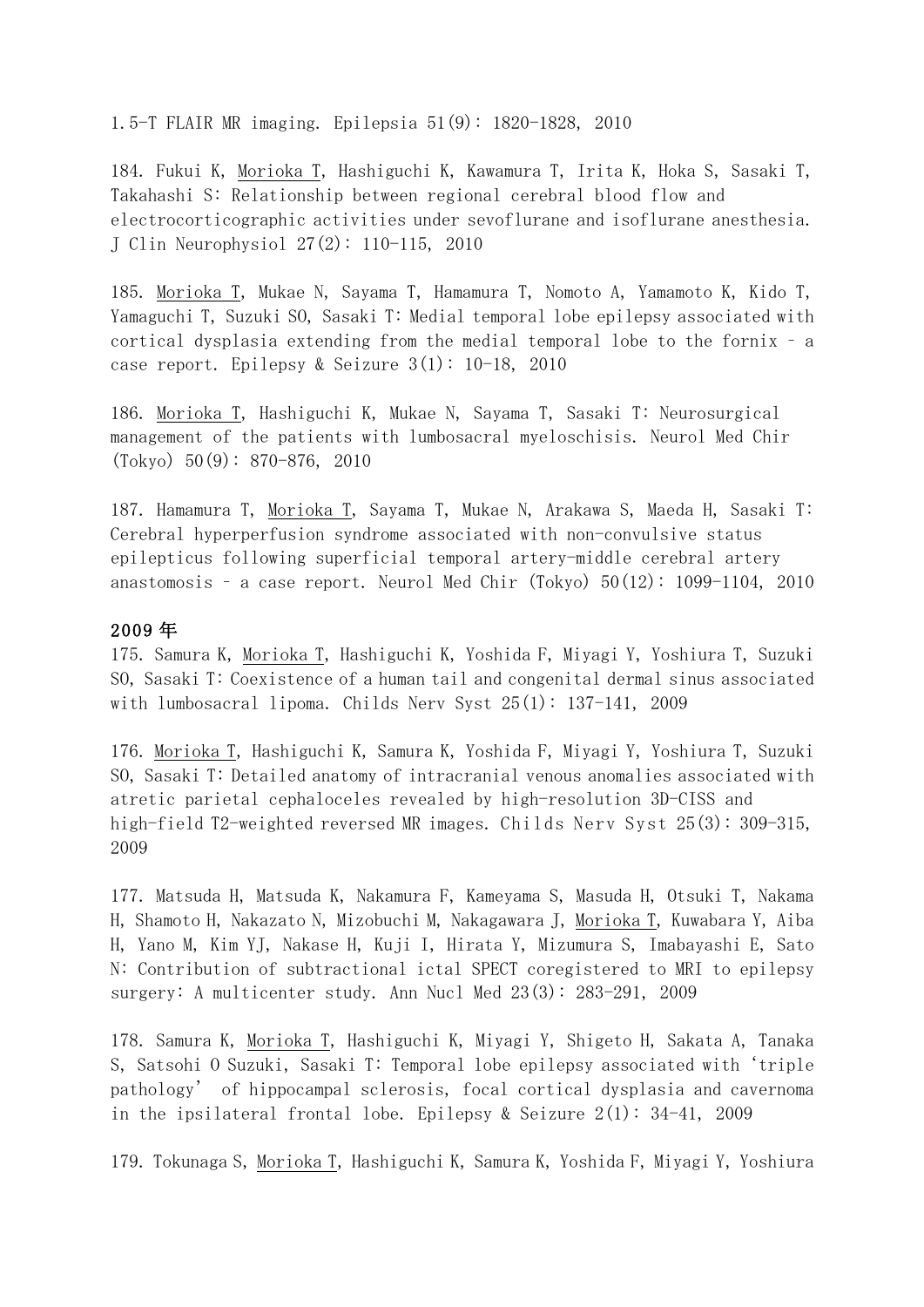1.5-T FLAIR MR imaging. Epilepsia 51(9): 1820-1828, 2010

184. Fukui K, Morioka T, Hashiguchi K, Kawamura T, Irita K, Hoka S, Sasaki T, Takahashi S: Relationship between regional cerebral blood flow and electrocorticographic activities under sevoflurane and isoflurane anesthesia. J Clin Neurophysiol 27(2): 110-115, 2010

185. Morioka T, Mukae N, Sayama T, Hamamura T, Nomoto A, Yamamoto K, Kido T, Yamaguchi T, Suzuki SO, Sasaki T: Medial temporal lobe epilepsy associated with cortical dysplasia extending from the medial temporal lobe to the fornix – a case report. Epilepsy & Seizure 3(1): 10-18, 2010

186. Morioka T, Hashiguchi K, Mukae N, Sayama T, Sasaki T: Neurosurgical management of the patients with lumbosacral myeloschisis. Neurol Med Chir (Tokyo) 50(9): 870-876, 2010

187. Hamamura T, Morioka T, Sayama T, Mukae N, Arakawa S, Maeda H, Sasaki T: Cerebral hyperperfusion syndrome associated with non-convulsive status epilepticus following superficial temporal artery-middle cerebral artery anastomosis – a case report. Neurol Med Chir (Tokyo) 50(12): 1099-1104, 2010

## 2009 年

175. Samura K, Morioka T, Hashiguchi K, Yoshida F, Miyagi Y, Yoshiura T, Suzuki SO, Sasaki T: Coexistence of a human tail and congenital dermal sinus associated with lumbosacral lipoma. Childs Nerv Syst 25(1): 137-141, 2009

176. Morioka T, Hashiguchi K, Samura K, Yoshida F, Miyagi Y, Yoshiura T, Suzuki SO, Sasaki T: Detailed anatomy of intracranial venous anomalies associated with atretic parietal cephaloceles revealed by high-resolution 3D-CISS and high-field T2-weighted reversed MR images. Childs Nerv Syst 25(3): 309-315, 2009

177. Matsuda H, Matsuda K, Nakamura F, Kameyama S, Masuda H, Otsuki T, Nakama H, Shamoto H, Nakazato N, Mizobuchi M, Nakagawara J, Morioka T, Kuwabara Y, Aiba H, Yano M, Kim YJ, Nakase H, Kuji I, Hirata Y, Mizumura S, Imabayashi E, Sato N: Contribution of subtractional ictal SPECT coregistered to MRI to epilepsy surgery: A multicenter study. Ann Nucl Med 23(3): 283-291, 2009

178. Samura K, Morioka T, Hashiguchi K, Miyagi Y, Shigeto H, Sakata A, Tanaka S, Satsohi O Suzuki, Sasaki T: Temporal lobe epilepsy associated with 'triple pathology' of hippocampal sclerosis, focal cortical dysplasia and cavernoma in the ipsilateral frontal lobe. Epilepsy & Seizure 2(1): 34-41, 2009

179. Tokunaga S, Morioka T, Hashiguchi K, Samura K, Yoshida F, Miyagi Y, Yoshiura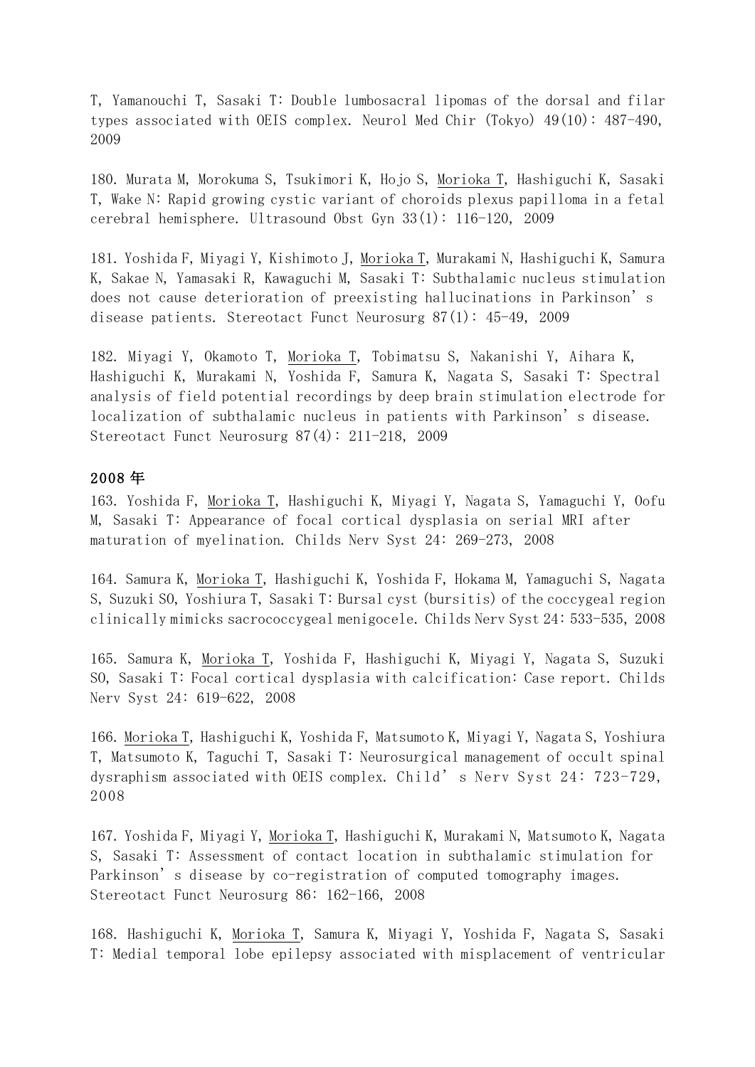T, Yamanouchi T, Sasaki T: Double lumbosacral lipomas of the dorsal and filar types associated with OEIS complex. Neurol Med Chir (Tokyo) 49(10): 487-490, 2009

180. Murata M, Morokuma S, Tsukimori K, Hojo S, Morioka T, Hashiguchi K, Sasaki T, Wake N: Rapid growing cystic variant of choroids plexus papilloma in a fetal cerebral hemisphere. Ultrasound Obst Gyn 33(1): 116-120, 2009

181. Yoshida F, Miyagi Y, Kishimoto J, Morioka T, Murakami N, Hashiguchi K, Samura K, Sakae N, Yamasaki R, Kawaguchi M, Sasaki T: Subthalamic nucleus stimulation does not cause deterioration of preexisting hallucinations in Parkinson's disease patients. Stereotact Funct Neurosurg 87(1): 45-49, 2009

182. Miyagi Y, Okamoto T, Morioka T, Tobimatsu S, Nakanishi Y, Aihara K, Hashiguchi K, Murakami N, Yoshida F, Samura K, Nagata S, Sasaki T: Spectral analysis of field potential recordings by deep brain stimulation electrode for localization of subthalamic nucleus in patients with Parkinson's disease. Stereotact Funct Neurosurg 87(4): 211-218, 2009

## 2008 年

163. Yoshida F, Morioka T, Hashiguchi K, Miyagi Y, Nagata S, Yamaguchi Y, Oofu M, Sasaki T: Appearance of focal cortical dysplasia on serial MRI after maturation of myelination. Childs Nerv Syst 24: 269-273, 2008

164. Samura K, Morioka T, Hashiguchi K, Yoshida F, Hokama M, Yamaguchi S, Nagata S, Suzuki SO, Yoshiura T, Sasaki T: Bursal cyst (bursitis) of the coccygeal region clinically mimicks sacrococcygeal menigocele. Childs Nerv Syst 24: 533-535, 2008

165. Samura K, Morioka T, Yoshida F, Hashiguchi K, Miyagi Y, Nagata S, Suzuki SO, Sasaki T: Focal cortical dysplasia with calcification: Case report. Childs Nerv Syst 24: 619-622, 2008

166. Morioka T, Hashiguchi K, Yoshida F, Matsumoto K, Miyagi Y, Nagata S, Yoshiura T, Matsumoto K, Taguchi T, Sasaki T: Neurosurgical management of occult spinal dysraphism associated with OEIS complex. Child's Nerv Syst 24: 723-729, 2008

167. Yoshida F, Miyagi Y, Morioka T, Hashiguchi K, Murakami N, Matsumoto K, Nagata S, Sasaki T: Assessment of contact location in subthalamic stimulation for Parkinson's disease by co-registration of computed tomography images. Stereotact Funct Neurosurg 86: 162-166, 2008

168. Hashiguchi K, Morioka T, Samura K, Miyagi Y, Yoshida F, Nagata S, Sasaki T: Medial temporal lobe epilepsy associated with misplacement of ventricular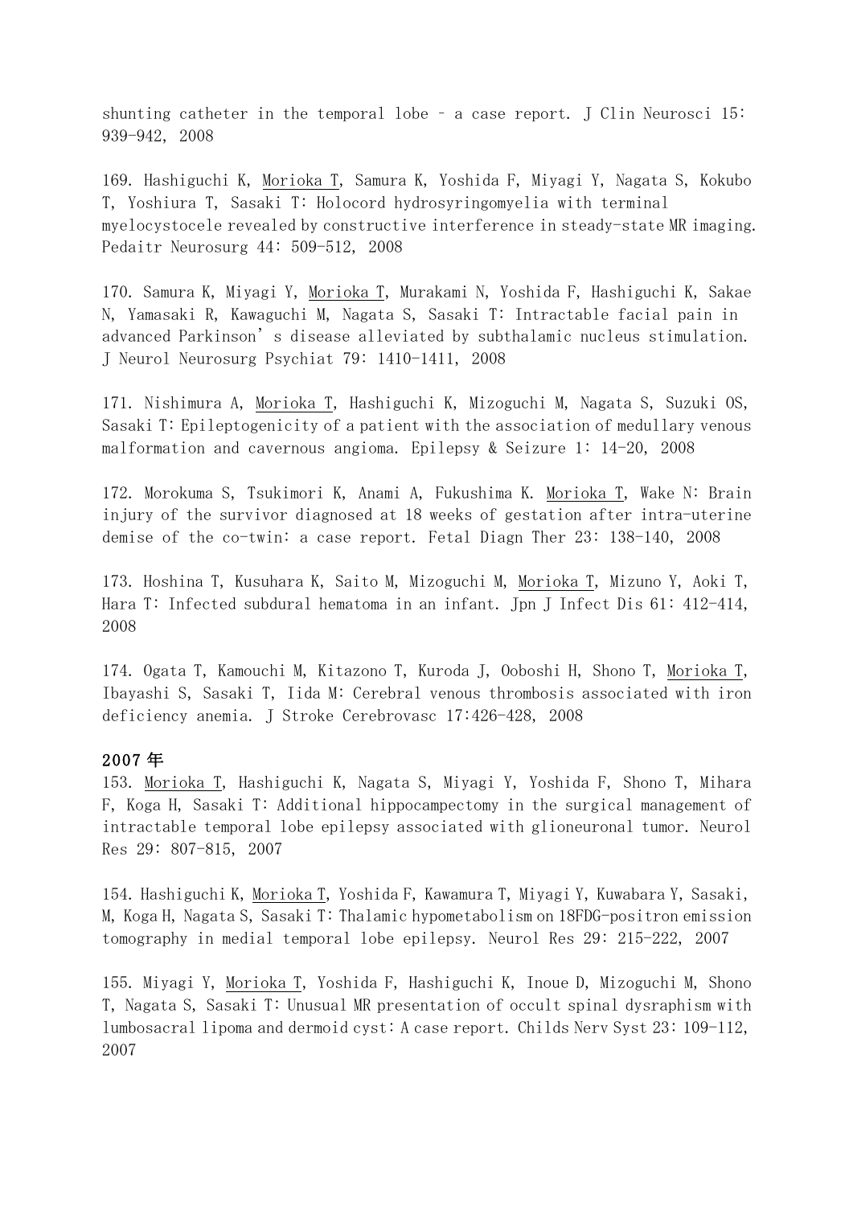shunting catheter in the temporal lobe – a case report. J Clin Neurosci 15: 939-942, 2008

169. Hashiguchi K, Morioka T, Samura K, Yoshida F, Miyagi Y, Nagata S, Kokubo T, Yoshiura T, Sasaki T: Holocord hydrosyringomyelia with terminal myelocystocele revealed by constructive interference in steady-state MR imaging. Pedaitr Neurosurg 44: 509-512, 2008

170. Samura K, Miyagi Y, Morioka T, Murakami N, Yoshida F, Hashiguchi K, Sakae N, Yamasaki R, Kawaguchi M, Nagata S, Sasaki T: Intractable facial pain in advanced Parkinson's disease alleviated by subthalamic nucleus stimulation. J Neurol Neurosurg Psychiat 79: 1410-1411, 2008

171. Nishimura A, Morioka T, Hashiguchi K, Mizoguchi M, Nagata S, Suzuki OS, Sasaki T: Epileptogenicity of a patient with the association of medullary venous malformation and cavernous angioma. Epilepsy & Seizure 1: 14-20, 2008

172. Morokuma S, Tsukimori K, Anami A, Fukushima K. Morioka T, Wake N: Brain injury of the survivor diagnosed at 18 weeks of gestation after intra-uterine demise of the co-twin: a case report. Fetal Diagn Ther 23: 138-140, 2008

173. Hoshina T, Kusuhara K, Saito M, Mizoguchi M, Morioka T, Mizuno Y, Aoki T, Hara T: Infected subdural hematoma in an infant. Jpn J Infect Dis 61: 412-414, 2008

174. Ogata T, Kamouchi M, Kitazono T, Kuroda J, Ooboshi H, Shono T, Morioka T, Ibayashi S, Sasaki T, Iida M: Cerebral venous thrombosis associated with iron deficiency anemia. J Stroke Cerebrovasc 17:426-428, 2008

## 2007 年

153. Morioka T, Hashiguchi K, Nagata S, Miyagi Y, Yoshida F, Shono T, Mihara F, Koga H, Sasaki T: Additional hippocampectomy in the surgical management of intractable temporal lobe epilepsy associated with glioneuronal tumor. Neurol Res 29: 807-815, 2007

154. Hashiguchi K, Morioka T, Yoshida F, Kawamura T, Miyagi Y, Kuwabara Y, Sasaki, M, Koga H, Nagata S, Sasaki T: Thalamic hypometabolism on 18FDG-positron emission tomography in medial temporal lobe epilepsy. Neurol Res 29: 215-222, 2007

155. Miyagi Y, Morioka T, Yoshida F, Hashiguchi K, Inoue D, Mizoguchi M, Shono T, Nagata S, Sasaki T: Unusual MR presentation of occult spinal dysraphism with lumbosacral lipoma and dermoid cyst: A case report. Childs Nerv Syst 23: 109-112, 2007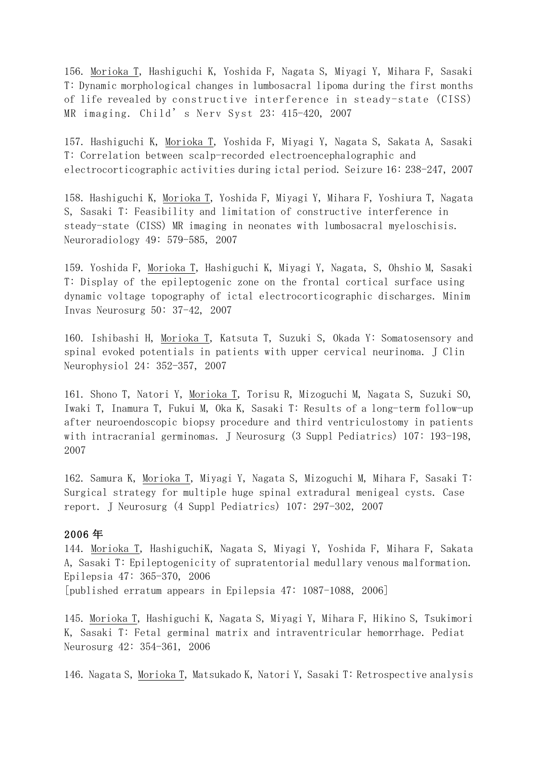156. <u>Morioka T</u>, Hashiguchi K, Yoshida F, Nagata S, Miyagi Y, Mihara F, Sasaki T: Dynamic morphological changes in lumbosacral lipoma during the first months of life revealed by constructive interference in steady-state (CISS) MR imaging. Child’s Nerv Syst 23: 415-420, 2007

157. Hashiguchi K, <u>Morioka T</u>, Yoshida F, Miyagi Y, Nagata S, Sakata A, Sasaki T: Correlation between scalp-recorded electroencephalographic and electrocorticographic activities during ictal period. Seizure 16: 238-247, 2007

158. Hashiguchi K, <u>Morioka T</u>, Yoshida F, Miyagi Y, Mihara F, Yoshiura T, Nagata S, Sasaki T: Feasibility and limitation of constructive interference in steady-state (CISS) MR imaging in neonates with lumbosacral myeloschisis. Neuroradiology 49: 579-585, 2007

159. Yoshida F, <u>Morioka T</u>, Hashiguchi K, Miyagi Y, Nagata, S, Ohshio M, Sasaki T: Display of the epileptogenic zone on the frontal cortical surface using dynamic voltage topography of ictal electrocorticographic discharges. Minim Invas Neurosurg 50: 37-42, 2007

160. Ishibashi H, <u>Morioka T</u>, Katsuta T, Suzuki S, Okada Y: Somatosensory and spinal evoked potentials in patients with upper cervical neurinoma. J Clin Neurophysiol 24: 352-357, 2007

161. Shono T, Natori Y, <u>Morioka T</u>, Torisu R, Mizoguchi M, Nagata S, Suzuki SO, Iwaki T, Inamura T, Fukui M, Oka K, Sasaki T: Results of a long-term follow-up after neuroendoscopic biopsy procedure and third ventriculostomy in patients with intracranial germinomas. J Neurosurg (3 Suppl Pediatrics) 107: 193-198, 2007

162. Samura K, <u>Morioka T</u>, Miyagi Y, Nagata S, Mizoguchi M, Mihara F, Sasaki T: Surgical strategy for multiple huge spinal extradural menigeal cysts. Case report. J Neurosurg (4 Suppl Pediatrics) 107: 297-302, 2007

**2006 年**

144. <u>Morioka T</u>, HashiguchiK, Nagata S, Miyagi Y, Yoshida F, Mihara F, Sakata A, Sasaki T: Epileptogenicity of supratentorial medullary venous malformation. Epilepsia 47: 365-370, 2006
[published erratum appears in Epilepsia 47: 1087-1088, 2006]

145. <u>Morioka T</u>, Hashiguchi K, Nagata S, Miyagi Y, Mihara F, Hikino S, Tsukimori K, Sasaki T: Fetal germinal matrix and intraventricular hemorrhage. Pediat Neurosurg 42: 354-361, 2006

146. Nagata S, <u>Morioka T</u>, Matsukado K, Natori Y, Sasaki T: Retrospective analysis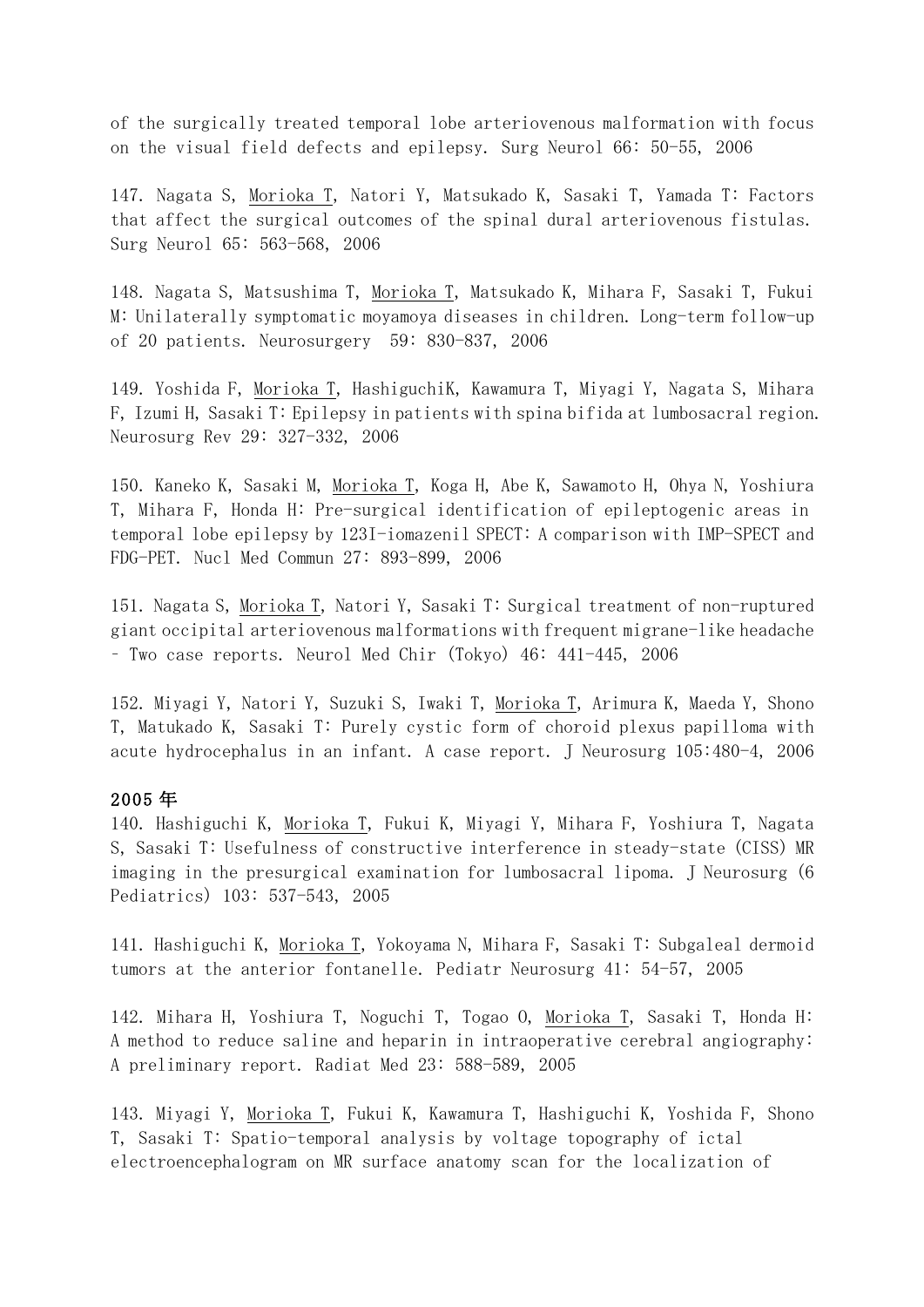of the surgically treated temporal lobe arteriovenous malformation with focus on the visual field defects and epilepsy. Surg Neurol 66: 50-55, 2006

147. Nagata S, Morioka T, Natori Y, Matsukado K, Sasaki T, Yamada T: Factors that affect the surgical outcomes of the spinal dural arteriovenous fistulas. Surg Neurol 65: 563-568, 2006

148. Nagata S, Matsushima T, Morioka T, Matsukado K, Mihara F, Sasaki T, Fukui M: Unilaterally symptomatic moyamoya diseases in children. Long-term follow-up of 20 patients. Neurosurgery 59: 830-837, 2006

149. Yoshida F, Morioka T, HashiguchiK, Kawamura T, Miyagi Y, Nagata S, Mihara F, Izumi H, Sasaki T: Epilepsy in patients with spina bifida at lumbosacral region. Neurosurg Rev 29: 327-332, 2006

150. Kaneko K, Sasaki M, Morioka T, Koga H, Abe K, Sawamoto H, Ohya N, Yoshiura T, Mihara F, Honda H: Pre-surgical identification of epileptogenic areas in temporal lobe epilepsy by 123I-iomazenil SPECT: A comparison with IMP-SPECT and FDG-PET. Nucl Med Commun 27: 893-899, 2006

151. Nagata S, Morioka T, Natori Y, Sasaki T: Surgical treatment of non-ruptured giant occipital arteriovenous malformations with frequent migrane-like headache – Two case reports. Neurol Med Chir (Tokyo) 46: 441-445, 2006

152. Miyagi Y, Natori Y, Suzuki S, Iwaki T, Morioka T, Arimura K, Maeda Y, Shono T, Matukado K, Sasaki T: Purely cystic form of choroid plexus papilloma with acute hydrocephalus in an infant. A case report. J Neurosurg 105:480-4, 2006

**2005 年**

140. Hashiguchi K, Morioka T, Fukui K, Miyagi Y, Mihara F, Yoshiura T, Nagata S, Sasaki T: Usefulness of constructive interference in steady-state (CISS) MR imaging in the presurgical examination for lumbosacral lipoma. J Neurosurg (6 Pediatrics) 103: 537-543, 2005

141. Hashiguchi K, Morioka T, Yokoyama N, Mihara F, Sasaki T: Subgaleal dermoid tumors at the anterior fontanelle. Pediatr Neurosurg 41: 54-57, 2005

142. Mihara H, Yoshiura T, Noguchi T, Togao O, Morioka T, Sasaki T, Honda H: A method to reduce saline and heparin in intraoperative cerebral angiography: A preliminary report. Radiat Med 23: 588-589, 2005

143. Miyagi Y, Morioka T, Fukui K, Kawamura T, Hashiguchi K, Yoshida F, Shono T, Sasaki T: Spatio-temporal analysis by voltage topography of ictal electroencephalogram on MR surface anatomy scan for the localization of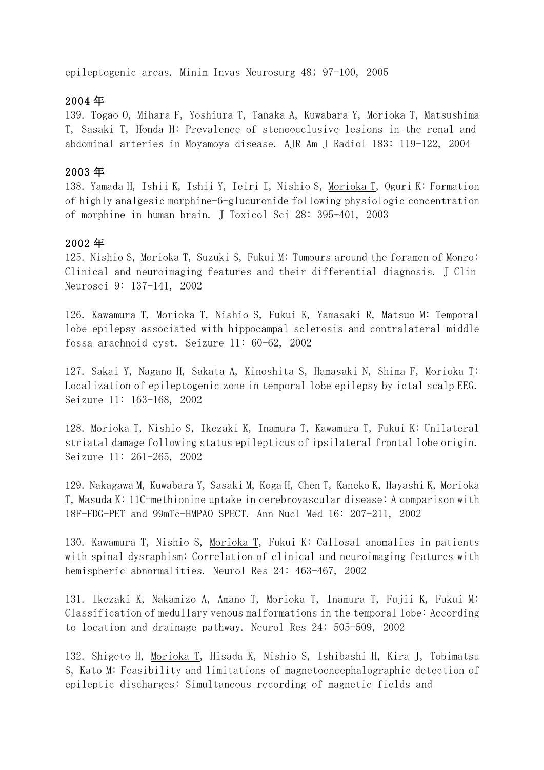epileptogenic areas. Minim Invas Neurosurg 48; 97-100, 2005

## 2004 年

139. Togao O, Mihara F, Yoshiura T, Tanaka A, Kuwabara Y, Morioka T, Matsushima T, Sasaki T, Honda H: Prevalence of stenoocclusive lesions in the renal and abdominal arteries in Moyamoya disease. AJR Am J Radiol 183: 119-122, 2004

## 2003 年

138. Yamada H, Ishii K, Ishii Y, Ieiri I, Nishio S, Morioka T, Oguri K: Formation of highly analgesic morphine-6-glucuronide following physiologic concentration of morphine in human brain. J Toxicol Sci 28: 395-401, 2003

## 2002 年

125. Nishio S, Morioka T, Suzuki S, Fukui M: Tumours around the foramen of Monro: Clinical and neuroimaging features and their differential diagnosis. J Clin Neurosci 9: 137-141, 2002

126. Kawamura T, Morioka T, Nishio S, Fukui K, Yamasaki R, Matsuo M: Temporal lobe epilepsy associated with hippocampal sclerosis and contralateral middle fossa arachnoid cyst. Seizure 11: 60-62, 2002

127. Sakai Y, Nagano H, Sakata A, Kinoshita S, Hamasaki N, Shima F, Morioka T: Localization of epileptogenic zone in temporal lobe epilepsy by ictal scalp EEG. Seizure 11: 163-168, 2002

128. Morioka T, Nishio S, Ikezaki K, Inamura T, Kawamura T, Fukui K: Unilateral striatal damage following status epilepticus of ipsilateral frontal lobe origin. Seizure 11: 261-265, 2002

129. Nakagawa M, Kuwabara Y, Sasaki M, Koga H, Chen T, Kaneko K, Hayashi K, Morioka T, Masuda K: 11C-methionine uptake in cerebrovascular disease: A comparison with 18F-FDG-PET and 99mTc-HMPAO SPECT. Ann Nucl Med 16: 207-211, 2002

130. Kawamura T, Nishio S, Morioka T, Fukui K: Callosal anomalies in patients with spinal dysraphism: Correlation of clinical and neuroimaging features with hemispheric abnormalities. Neurol Res 24: 463-467, 2002

131. Ikezaki K, Nakamizo A, Amano T, Morioka T, Inamura T, Fujii K, Fukui M: Classification of medullary venous malformations in the temporal lobe: According to location and drainage pathway. Neurol Res 24: 505-509, 2002

132. Shigeto H, Morioka T, Hisada K, Nishio S, Ishibashi H, Kira J, Tobimatsu S, Kato M: Feasibility and limitations of magnetoencephalographic detection of epileptic discharges: Simultaneous recording of magnetic fields and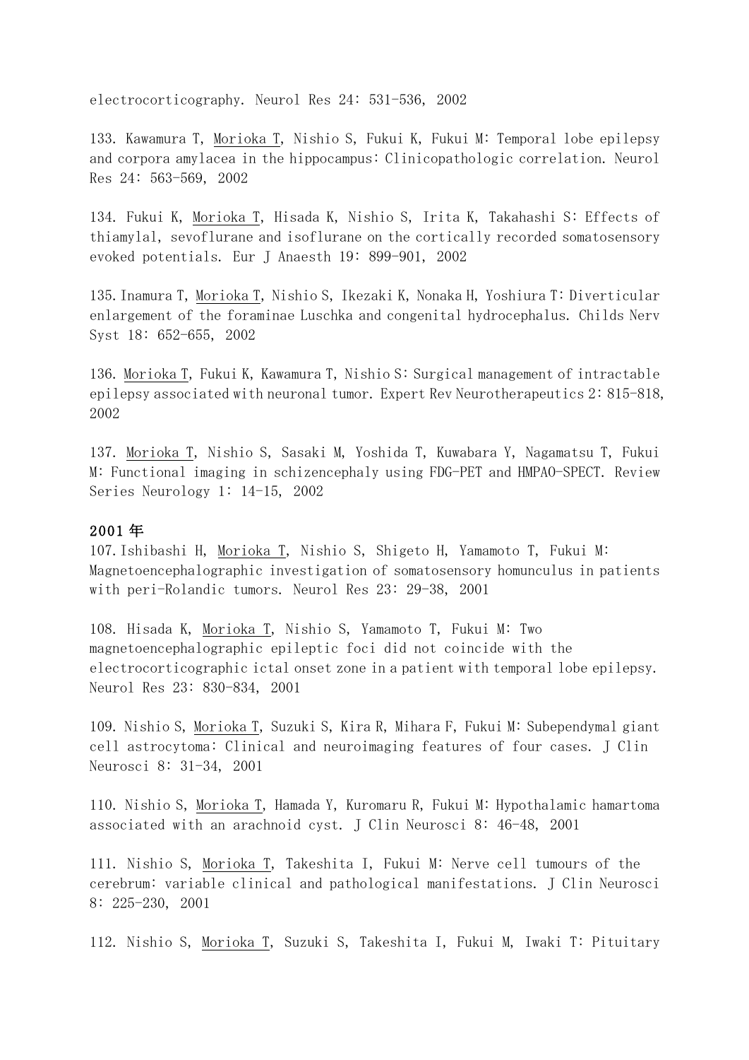electrocorticography. Neurol Res 24: 531-536, 2002

133. Kawamura T, <u>Morioka T</u>, Nishio S, Fukui K, Fukui M: Temporal lobe epilepsy and corpora amylacea in the hippocampus: Clinicopathologic correlation. Neurol Res 24: 563-569, 2002

134. Fukui K, <u>Morioka T</u>, Hisada K, Nishio S, Irita K, Takahashi S: Effects of thiamylal, sevoflurane and isoflurane on the cortically recorded somatosensory evoked potentials. Eur J Anaesth 19: 899-901, 2002

135. Inamura T, <u>Morioka T</u>, Nishio S, Ikezaki K, Nonaka H, Yoshiura T: Diverticular enlargement of the foraminae Luschka and congenital hydrocephalus. Childs Nerv Syst 18: 652-655, 2002

136. <u>Morioka T</u>, Fukui K, Kawamura T, Nishio S: Surgical management of intractable epilepsy associated with neuronal tumor. Expert Rev Neurotherapeutics 2: 815-818, 2002

137. <u>Morioka T</u>, Nishio S, Sasaki M, Yoshida T, Kuwabara Y, Nagamatsu T, Fukui M: Functional imaging in schizencephaly using FDG-PET and HMPAO-SPECT. Review Series Neurology 1: 14-15, 2002

**2001 年**

107. Ishibashi H, <u>Morioka T</u>, Nishio S, Shigeto H, Yamamoto T, Fukui M: Magnetoencephalographic investigation of somatosensory homunculus in patients with peri-Rolandic tumors. Neurol Res 23: 29-38, 2001

108. Hisada K, <u>Morioka T</u>, Nishio S, Yamamoto T, Fukui M: Two magnetoencephalographic epileptic foci did not coincide with the electrocorticographic ictal onset zone in a patient with temporal lobe epilepsy. Neurol Res 23: 830-834, 2001

109. Nishio S, <u>Morioka T</u>, Suzuki S, Kira R, Mihara F, Fukui M: Subependymal giant cell astrocytoma: Clinical and neuroimaging features of four cases. J Clin Neurosci 8: 31-34, 2001

110. Nishio S, <u>Morioka T</u>, Hamada Y, Kuromaru R, Fukui M: Hypothalamic hamartoma associated with an arachnoid cyst. J Clin Neurosci 8: 46-48, 2001

111. Nishio S, <u>Morioka T</u>, Takeshita I, Fukui M: Nerve cell tumours of the cerebrum: variable clinical and pathological manifestations. J Clin Neurosci 8: 225-230, 2001

112. Nishio S, <u>Morioka T</u>, Suzuki S, Takeshita I, Fukui M, Iwaki T: Pituitary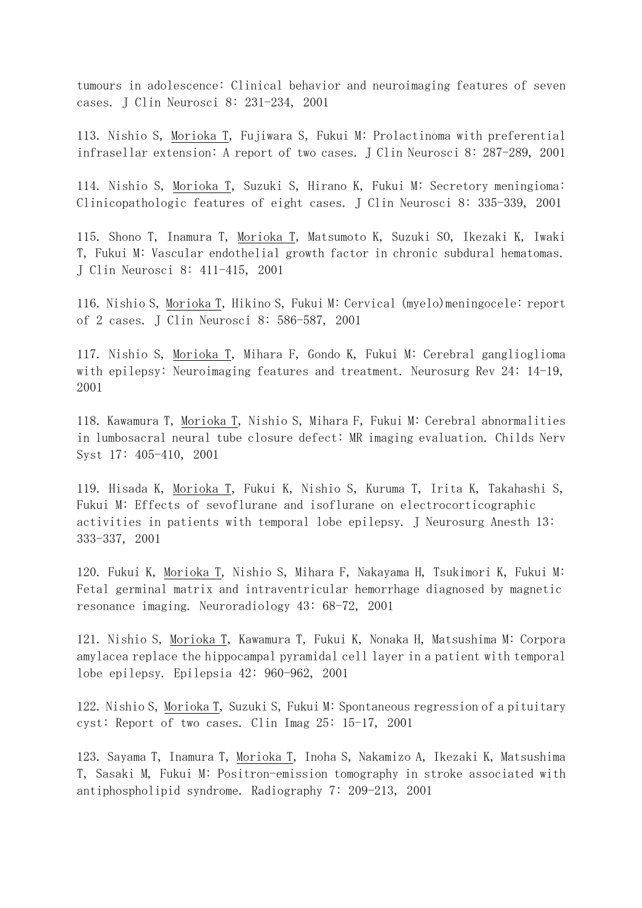tumours in adolescence: Clinical behavior and neuroimaging features of seven cases. J Clin Neurosci 8: 231-234, 2001

113. Nishio S, <u>Morioka T</u>, Fujiwara S, Fukui M: Prolactinoma with preferential infrasellar extension: A report of two cases. J Clin Neurosci 8: 287-289, 2001

114. Nishio S, <u>Morioka T</u>, Suzuki S, Hirano K, Fukui M: Secretory meningioma: Clinicopathologic features of eight cases. J Clin Neurosci 8: 335-339, 2001

115. Shono T, Inamura T, <u>Morioka T</u>, Matsumoto K, Suzuki SO, Ikezaki K, Iwaki T, Fukui M: Vascular endothelial growth factor in chronic subdural hematomas. J Clin Neurosci 8: 411-415, 2001

116. Nishio S, <u>Morioka T</u>, Hikino S, Fukui M: Cervical (myelo)meningocele: report of 2 cases. J Clin Neurosci 8: 586-587, 2001

117. Nishio S, <u>Morioka T</u>, Mihara F, Gondo K, Fukui M: Cerebral ganglioglioma with epilepsy: Neuroimaging features and treatment. Neurosurg Rev 24: 14-19, 2001

118. Kawamura T, <u>Morioka T</u>, Nishio S, Mihara F, Fukui M: Cerebral abnormalities in lumbosacral neural tube closure defect: MR imaging evaluation. Childs Nerv Syst 17: 405-410, 2001

119. Hisada K, <u>Morioka T</u>, Fukui K, Nishio S, Kuruma T, Irita K, Takahashi S, Fukui M: Effects of sevoflurane and isoflurane on electrocorticographic activities in patients with temporal lobe epilepsy. J Neurosurg Anesth 13: 333-337, 2001

120. Fukui K, <u>Morioka T</u>, Nishio S, Mihara F, Nakayama H, Tsukimori K, Fukui M: Fetal germinal matrix and intraventricular hemorrhage diagnosed by magnetic resonance imaging. Neuroradiology 43: 68-72, 2001

121. Nishio S, <u>Morioka T</u>, Kawamura T, Fukui K, Nonaka H, Matsushima M: Corpora amylacea replace the hippocampal pyramidal cell layer in a patient with temporal lobe epilepsy. Epilepsia 42: 960-962, 2001

122. Nishio S, <u>Morioka T</u>, Suzuki S, Fukui M: Spontaneous regression of a pituitary cyst: Report of two cases. Clin Imag 25: 15-17, 2001

123. Sayama T, Inamura T, <u>Morioka T</u>, Inoha S, Nakamizo A, Ikezaki K, Matsushima T, Sasaki M, Fukui M: Positron-emission tomography in stroke associated with antiphospholipid syndrome. Radiography 7: 209-213, 2001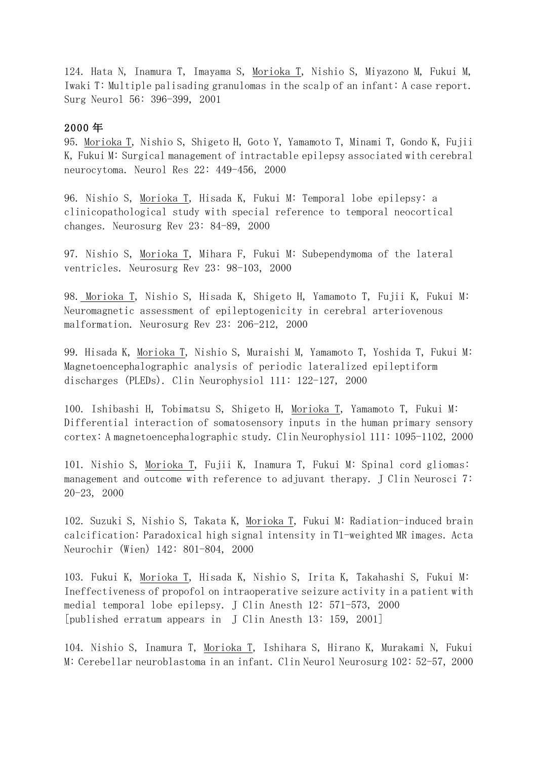124. Hata N, Inamura T, Imayama S, Morioka T, Nishio S, Miyazono M, Fukui M, Iwaki T: Multiple palisading granulomas in the scalp of an infant: A case report. Surg Neurol 56: 396-399, 2001

## 2000 年

95. Morioka T, Nishio S, Shigeto H, Goto Y, Yamamoto T, Minami T, Gondo K, Fujii K, Fukui M: Surgical management of intractable epilepsy associated with cerebral neurocytoma. Neurol Res 22: 449-456, 2000

96. Nishio S, Morioka T, Hisada K, Fukui M: Temporal lobe epilepsy: a clinicopathological study with special reference to temporal neocortical changes. Neurosurg Rev 23: 84-89, 2000

97. Nishio S, Morioka T, Mihara F, Fukui M: Subependymoma of the lateral ventricles. Neurosurg Rev 23: 98-103, 2000

98. Morioka T, Nishio S, Hisada K, Shigeto H, Yamamoto T, Fujii K, Fukui M: Neuromagnetic assessment of epileptogenicity in cerebral arteriovenous malformation. Neurosurg Rev 23: 206-212, 2000

99. Hisada K, Morioka T, Nishio S, Muraishi M, Yamamoto T, Yoshida T, Fukui M: Magnetoencephalographic analysis of periodic lateralized epileptiform discharges (PLEDs). Clin Neurophysiol 111: 122-127, 2000

100. Ishibashi H, Tobimatsu S, Shigeto H, Morioka T, Yamamoto T, Fukui M: Differential interaction of somatosensory inputs in the human primary sensory cortex: A magnetoencephalographic study. Clin Neurophysiol 111: 1095-1102, 2000

101. Nishio S, Morioka T, Fujii K, Inamura T, Fukui M: Spinal cord gliomas: management and outcome with reference to adjuvant therapy. J Clin Neurosci 7: 20-23, 2000

102. Suzuki S, Nishio S, Takata K, Morioka T, Fukui M: Radiation-induced brain calcification: Paradoxical high signal intensity in T1-weighted MR images. Acta Neurochir (Wien) 142: 801-804, 2000

103. Fukui K, Morioka T, Hisada K, Nishio S, Irita K, Takahashi S, Fukui M: Ineffectiveness of propofol on intraoperative seizure activity in a patient with medial temporal lobe epilepsy. J Clin Anesth 12: 571-573, 2000
[published erratum appears in J Clin Anesth 13: 159, 2001]

104. Nishio S, Inamura T, Morioka T, Ishihara S, Hirano K, Murakami N, Fukui M: Cerebellar neuroblastoma in an infant. Clin Neurol Neurosurg 102: 52-57, 2000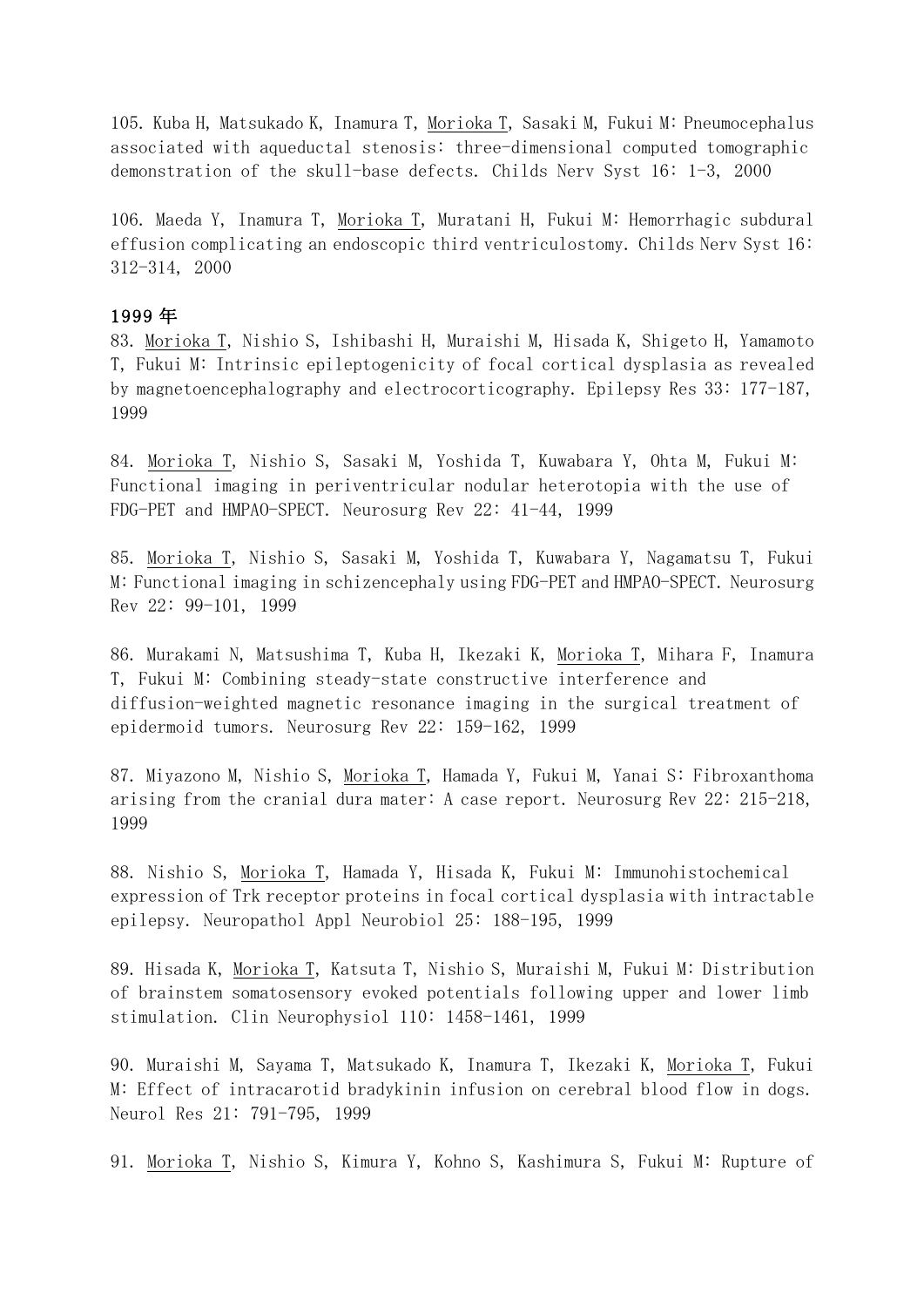105. Kuba H, Matsukado K, Inamura T, Morioka T, Sasaki M, Fukui M: Pneumocephalus associated with aqueductal stenosis: three-dimensional computed tomographic demonstration of the skull-base defects. Childs Nerv Syst 16: 1-3, 2000

106. Maeda Y, Inamura T, Morioka T, Muratani H, Fukui M: Hemorrhagic subdural effusion complicating an endoscopic third ventriculostomy. Childs Nerv Syst 16: 312-314, 2000

**1999 年**

83. Morioka T, Nishio S, Ishibashi H, Muraishi M, Hisada K, Shigeto H, Yamamoto T, Fukui M: Intrinsic epileptogenicity of focal cortical dysplasia as revealed by magnetoencephalography and electrocorticography. Epilepsy Res 33: 177-187, 1999

84. Morioka T, Nishio S, Sasaki M, Yoshida T, Kuwabara Y, Ohta M, Fukui M: Functional imaging in periventricular nodular heterotopia with the use of FDG-PET and HMPAO-SPECT. Neurosurg Rev 22: 41-44, 1999

85. Morioka T, Nishio S, Sasaki M, Yoshida T, Kuwabara Y, Nagamatsu T, Fukui M: Functional imaging in schizencephaly using FDG-PET and HMPAO-SPECT. Neurosurg Rev 22: 99-101, 1999

86. Murakami N, Matsushima T, Kuba H, Ikezaki K, Morioka T, Mihara F, Inamura T, Fukui M: Combining steady-state constructive interference and diffusion-weighted magnetic resonance imaging in the surgical treatment of epidermoid tumors. Neurosurg Rev 22: 159-162, 1999

87. Miyazono M, Nishio S, Morioka T, Hamada Y, Fukui M, Yanai S: Fibroxanthoma arising from the cranial dura mater: A case report. Neurosurg Rev 22: 215-218, 1999

88. Nishio S, Morioka T, Hamada Y, Hisada K, Fukui M: Immunohistochemical expression of Trk receptor proteins in focal cortical dysplasia with intractable epilepsy. Neuropathol Appl Neurobiol 25: 188-195, 1999

89. Hisada K, Morioka T, Katsuta T, Nishio S, Muraishi M, Fukui M: Distribution of brainstem somatosensory evoked potentials following upper and lower limb stimulation. Clin Neurophysiol 110: 1458-1461, 1999

90. Muraishi M, Sayama T, Matsukado K, Inamura T, Ikezaki K, Morioka T, Fukui M: Effect of intracarotid bradykinin infusion on cerebral blood flow in dogs. Neurol Res 21: 791-795, 1999

91. Morioka T, Nishio S, Kimura Y, Kohno S, Kashimura S, Fukui M: Rupture of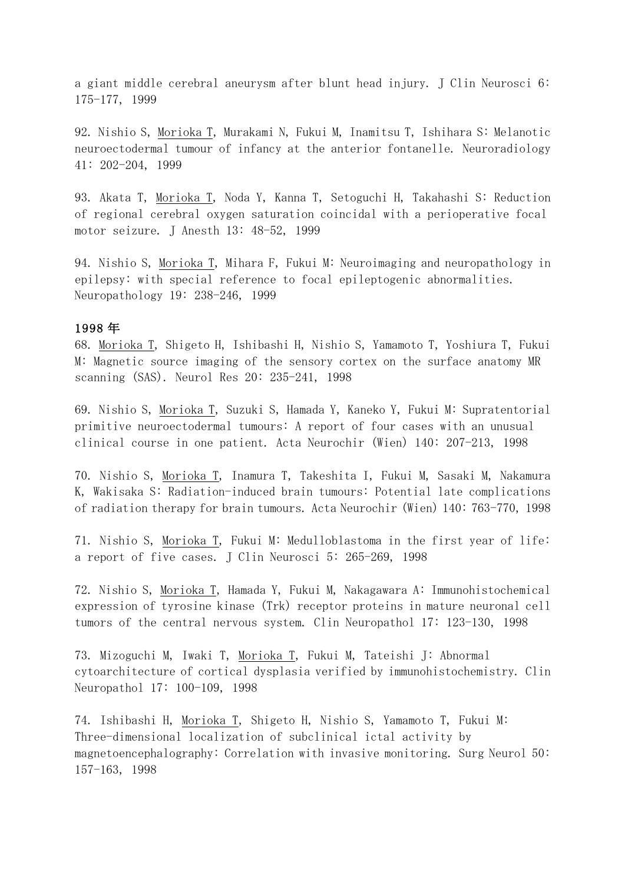a giant middle cerebral aneurysm after blunt head injury. J Clin Neurosci 6: 175-177, 1999

92. Nishio S, Morioka T, Murakami N, Fukui M, Inamitsu T, Ishihara S: Melanotic neuroectodermal tumour of infancy at the anterior fontanelle. Neuroradiology 41: 202-204, 1999

93. Akata T, Morioka T, Noda Y, Kanna T, Setoguchi H, Takahashi S: Reduction of regional cerebral oxygen saturation coincidal with a perioperative focal motor seizure. J Anesth 13: 48-52, 1999

94. Nishio S, Morioka T, Mihara F, Fukui M: Neuroimaging and neuropathology in epilepsy: with special reference to focal epileptogenic abnormalities. Neuropathology 19: 238-246, 1999

**1998 年**

68. Morioka T, Shigeto H, Ishibashi H, Nishio S, Yamamoto T, Yoshiura T, Fukui M: Magnetic source imaging of the sensory cortex on the surface anatomy MR scanning (SAS). Neurol Res 20: 235-241, 1998

69. Nishio S, Morioka T, Suzuki S, Hamada Y, Kaneko Y, Fukui M: Supratentorial primitive neuroectodermal tumours: A report of four cases with an unusual clinical course in one patient. Acta Neurochir (Wien) 140: 207-213, 1998

70. Nishio S, Morioka T, Inamura T, Takeshita I, Fukui M, Sasaki M, Nakamura K, Wakisaka S: Radiation-induced brain tumours: Potential late complications of radiation therapy for brain tumours. Acta Neurochir (Wien) 140: 763-770, 1998

71. Nishio S, Morioka T, Fukui M: Medulloblastoma in the first year of life: a report of five cases. J Clin Neurosci 5: 265-269, 1998

72. Nishio S, Morioka T, Hamada Y, Fukui M, Nakagawara A: Immunohistochemical expression of tyrosine kinase (Trk) receptor proteins in mature neuronal cell tumors of the central nervous system. Clin Neuropathol 17: 123-130, 1998

73. Mizoguchi M, Iwaki T, Morioka T, Fukui M, Tateishi J: Abnormal cytoarchitecture of cortical dysplasia verified by immunohistochemistry. Clin Neuropathol 17: 100-109, 1998

74. Ishibashi H, Morioka T, Shigeto H, Nishio S, Yamamoto T, Fukui M: Three-dimensional localization of subclinical ictal activity by magnetoencephalography: Correlation with invasive monitoring. Surg Neurol 50: 157-163, 1998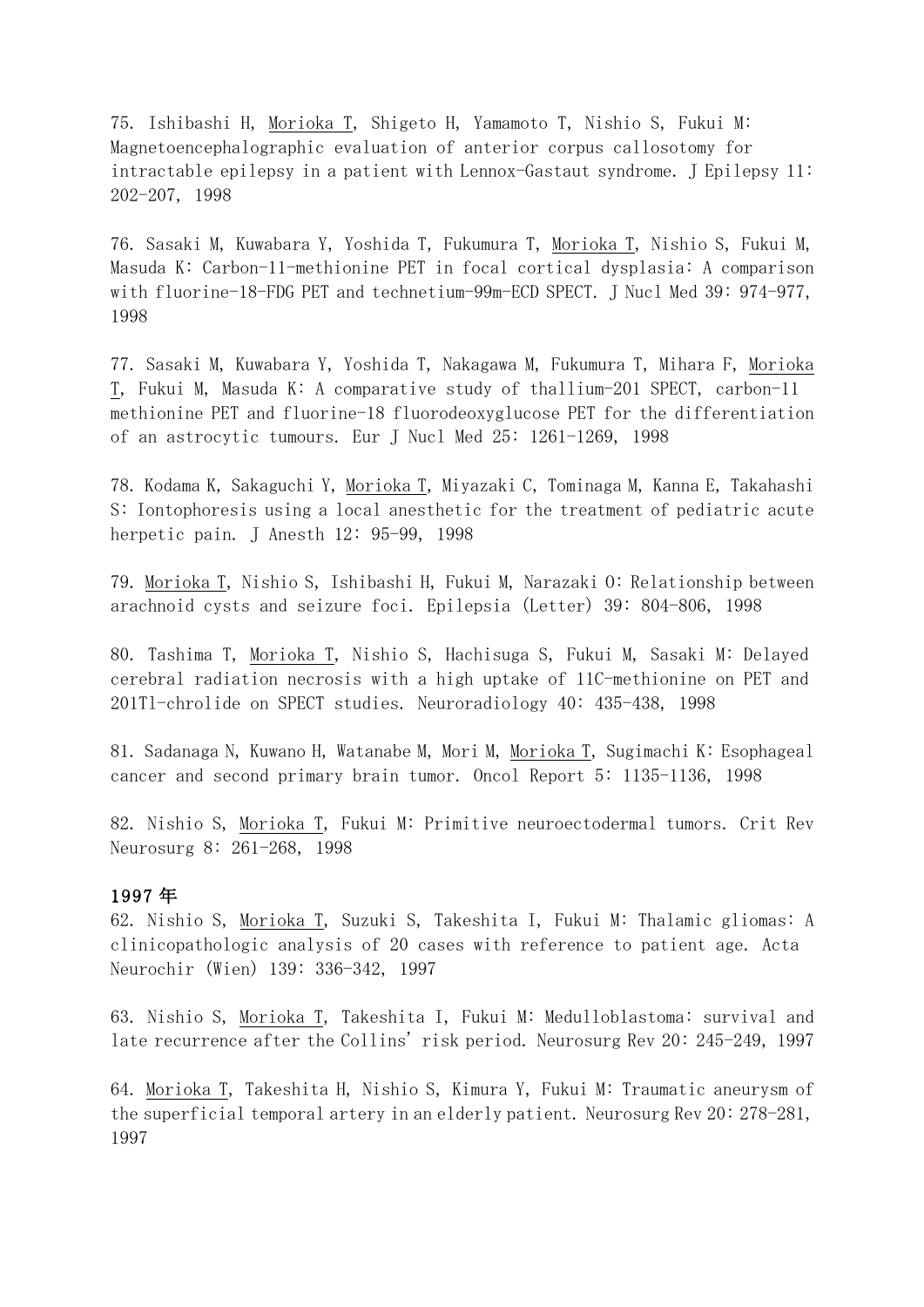75. Ishibashi H, Morioka T, Shigeto H, Yamamoto T, Nishio S, Fukui M: Magnetoencephalographic evaluation of anterior corpus callosotomy for intractable epilepsy in a patient with Lennox-Gastaut syndrome. J Epilepsy 11: 202-207, 1998

76. Sasaki M, Kuwabara Y, Yoshida T, Fukumura T, Morioka T, Nishio S, Fukui M, Masuda K: Carbon-11-methionine PET in focal cortical dysplasia: A comparison with fluorine-18-FDG PET and technetium-99m-ECD SPECT. J Nucl Med 39: 974-977, 1998

77. Sasaki M, Kuwabara Y, Yoshida T, Nakagawa M, Fukumura T, Mihara F, Morioka T, Fukui M, Masuda K: A comparative study of thallium-201 SPECT, carbon-11 methionine PET and fluorine-18 fluorodeoxyglucose PET for the differentiation of an astrocytic tumours. Eur J Nucl Med 25: 1261-1269, 1998

78. Kodama K, Sakaguchi Y, Morioka T, Miyazaki C, Tominaga M, Kanna E, Takahashi S: Iontophoresis using a local anesthetic for the treatment of pediatric acute herpetic pain. J Anesth 12: 95-99, 1998

79. Morioka T, Nishio S, Ishibashi H, Fukui M, Narazaki O: Relationship between arachnoid cysts and seizure foci. Epilepsia (Letter) 39: 804-806, 1998

80. Tashima T, Morioka T, Nishio S, Hachisuga S, Fukui M, Sasaki M: Delayed cerebral radiation necrosis with a high uptake of 11C-methionine on PET and 201Tl-chrolide on SPECT studies. Neuroradiology 40: 435-438, 1998

81. Sadanaga N, Kuwano H, Watanabe M, Mori M, Morioka T, Sugimachi K: Esophageal cancer and second primary brain tumor. Oncol Report 5: 1135-1136, 1998

82. Nishio S, Morioka T, Fukui M: Primitive neuroectodermal tumors. Crit Rev Neurosurg 8: 261-268, 1998

**1997 年**

62. Nishio S, Morioka T, Suzuki S, Takeshita I, Fukui M: Thalamic gliomas: A clinicopathologic analysis of 20 cases with reference to patient age. Acta Neurochir (Wien) 139: 336-342, 1997

63. Nishio S, Morioka T, Takeshita I, Fukui M: Medulloblastoma: survival and late recurrence after the Collins' risk period. Neurosurg Rev 20: 245-249, 1997

64. Morioka T, Takeshita H, Nishio S, Kimura Y, Fukui M: Traumatic aneurysm of the superficial temporal artery in an elderly patient. Neurosurg Rev 20: 278-281, 1997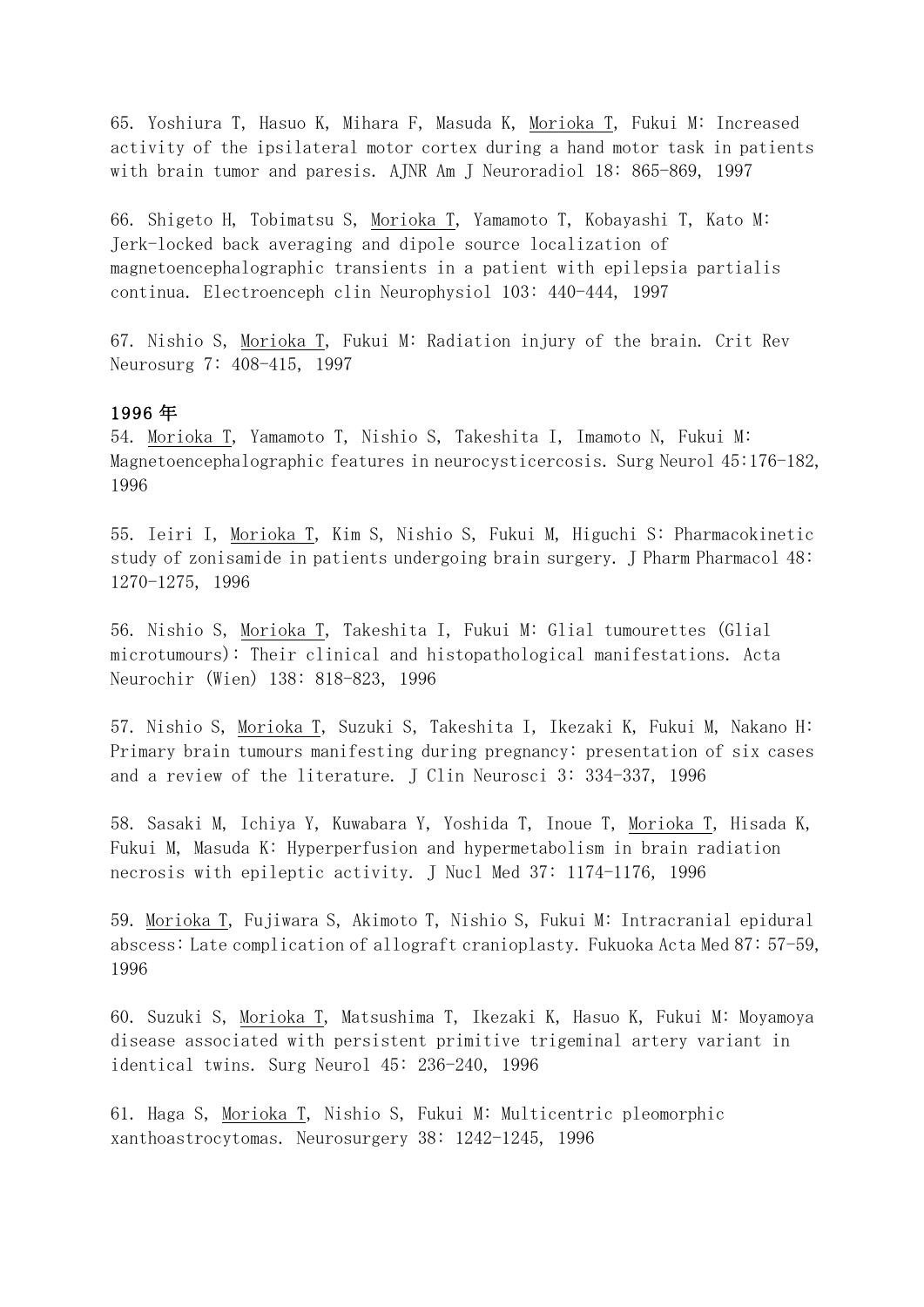65. Yoshiura T, Hasuo K, Mihara F, Masuda K, Morioka T, Fukui M: Increased activity of the ipsilateral motor cortex during a hand motor task in patients with brain tumor and paresis. AJNR Am J Neuroradiol 18: 865-869, 1997

66. Shigeto H, Tobimatsu S, Morioka T, Yamamoto T, Kobayashi T, Kato M: Jerk-locked back averaging and dipole source localization of magnetoencephalographic transients in a patient with epilepsia partialis continua. Electroenceph clin Neurophysiol 103: 440-444, 1997

67. Nishio S, Morioka T, Fukui M: Radiation injury of the brain. Crit Rev Neurosurg 7: 408-415, 1997

**1996 年**

54. Morioka T, Yamamoto T, Nishio S, Takeshita I, Imamoto N, Fukui M: Magnetoencephalographic features in neurocysticercosis. Surg Neurol 45:176-182, 1996

55. Ieiri I, Morioka T, Kim S, Nishio S, Fukui M, Higuchi S: Pharmacokinetic study of zonisamide in patients undergoing brain surgery. J Pharm Pharmacol 48: 1270-1275, 1996

56. Nishio S, Morioka T, Takeshita I, Fukui M: Glial tumourettes (Glial microtumours): Their clinical and histopathological manifestations. Acta Neurochir (Wien) 138: 818-823, 1996

57. Nishio S, Morioka T, Suzuki S, Takeshita I, Ikezaki K, Fukui M, Nakano H: Primary brain tumours manifesting during pregnancy: presentation of six cases and a review of the literature. J Clin Neurosci 3: 334-337, 1996

58. Sasaki M, Ichiya Y, Kuwabara Y, Yoshida T, Inoue T, Morioka T, Hisada K, Fukui M, Masuda K: Hyperperfusion and hypermetabolism in brain radiation necrosis with epileptic activity. J Nucl Med 37: 1174-1176, 1996

59. Morioka T, Fujiwara S, Akimoto T, Nishio S, Fukui M: Intracranial epidural abscess: Late complication of allograft cranioplasty. Fukuoka Acta Med 87: 57-59, 1996

60. Suzuki S, Morioka T, Matsushima T, Ikezaki K, Hasuo K, Fukui M: Moyamoya disease associated with persistent primitive trigeminal artery variant in identical twins. Surg Neurol 45: 236-240, 1996

61. Haga S, Morioka T, Nishio S, Fukui M: Multicentric pleomorphic xanthoastrocytomas. Neurosurgery 38: 1242-1245, 1996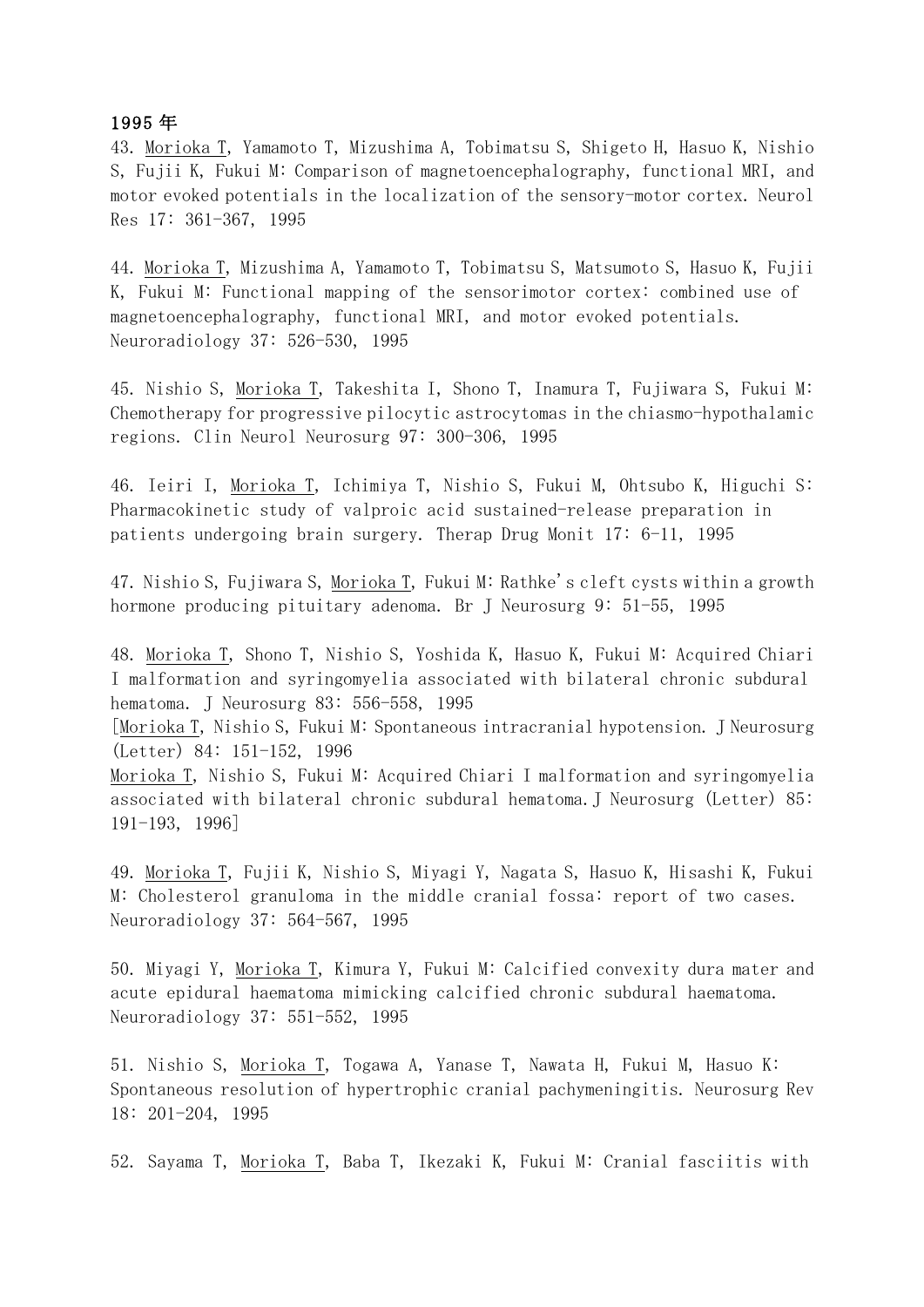1995 年

43. <u>Morioka T</u>, Yamamoto T, Mizushima A, Tobimatsu S, Shigeto H, Hasuo K, Nishio S, Fujii K, Fukui M: Comparison of magnetoencephalography, functional MRI, and motor evoked potentials in the localization of the sensory-motor cortex. Neurol Res 17: 361-367, 1995

44. <u>Morioka T</u>, Mizushima A, Yamamoto T, Tobimatsu S, Matsumoto S, Hasuo K, Fujii K, Fukui M: Functional mapping of the sensorimotor cortex: combined use of magnetoencephalography, functional MRI, and motor evoked potentials. Neuroradiology 37: 526-530, 1995

45. Nishio S, <u>Morioka T</u>, Takeshita I, Shono T, Inamura T, Fujiwara S, Fukui M: Chemotherapy for progressive pilocytic astrocytomas in the chiasmo-hypothalamic regions. Clin Neurol Neurosurg 97: 300-306, 1995

46. Ieiri I, <u>Morioka T</u>, Ichimiya T, Nishio S, Fukui M, Ohtsubo K, Higuchi S: Pharmacokinetic study of valproic acid sustained-release preparation in patients undergoing brain surgery. Therap Drug Monit 17: 6-11, 1995

47. Nishio S, Fujiwara S, <u>Morioka T</u>, Fukui M: Rathke's cleft cysts within a growth hormone producing pituitary adenoma. Br J Neurosurg 9: 51-55, 1995

48. <u>Morioka T</u>, Shono T, Nishio S, Yoshida K, Hasuo K, Fukui M: Acquired Chiari I malformation and syringomyelia associated with bilateral chronic subdural hematoma. J Neurosurg 83: 556-558, 1995
[<u>Morioka T</u>, Nishio S, Fukui M: Spontaneous intracranial hypotension. J Neurosurg (Letter) 84: 151-152, 1996
<u>Morioka T</u>, Nishio S, Fukui M: Acquired Chiari I malformation and syringomyelia associated with bilateral chronic subdural hematoma. J Neurosurg (Letter) 85: 191-193, 1996]

49. <u>Morioka T</u>, Fujii K, Nishio S, Miyagi Y, Nagata S, Hasuo K, Hisashi K, Fukui M: Cholesterol granuloma in the middle cranial fossa: report of two cases. Neuroradiology 37: 564-567, 1995

50. Miyagi Y, <u>Morioka T</u>, Kimura Y, Fukui M: Calcified convexity dura mater and acute epidural haematoma mimicking calcified chronic subdural haematoma. Neuroradiology 37: 551-552, 1995

51. Nishio S, <u>Morioka T</u>, Togawa A, Yanase T, Nawata H, Fukui M, Hasuo K: Spontaneous resolution of hypertrophic cranial pachymeningitis. Neurosurg Rev 18: 201-204, 1995

52. Sayama T, <u>Morioka T</u>, Baba T, Ikezaki K, Fukui M: Cranial fasciitis with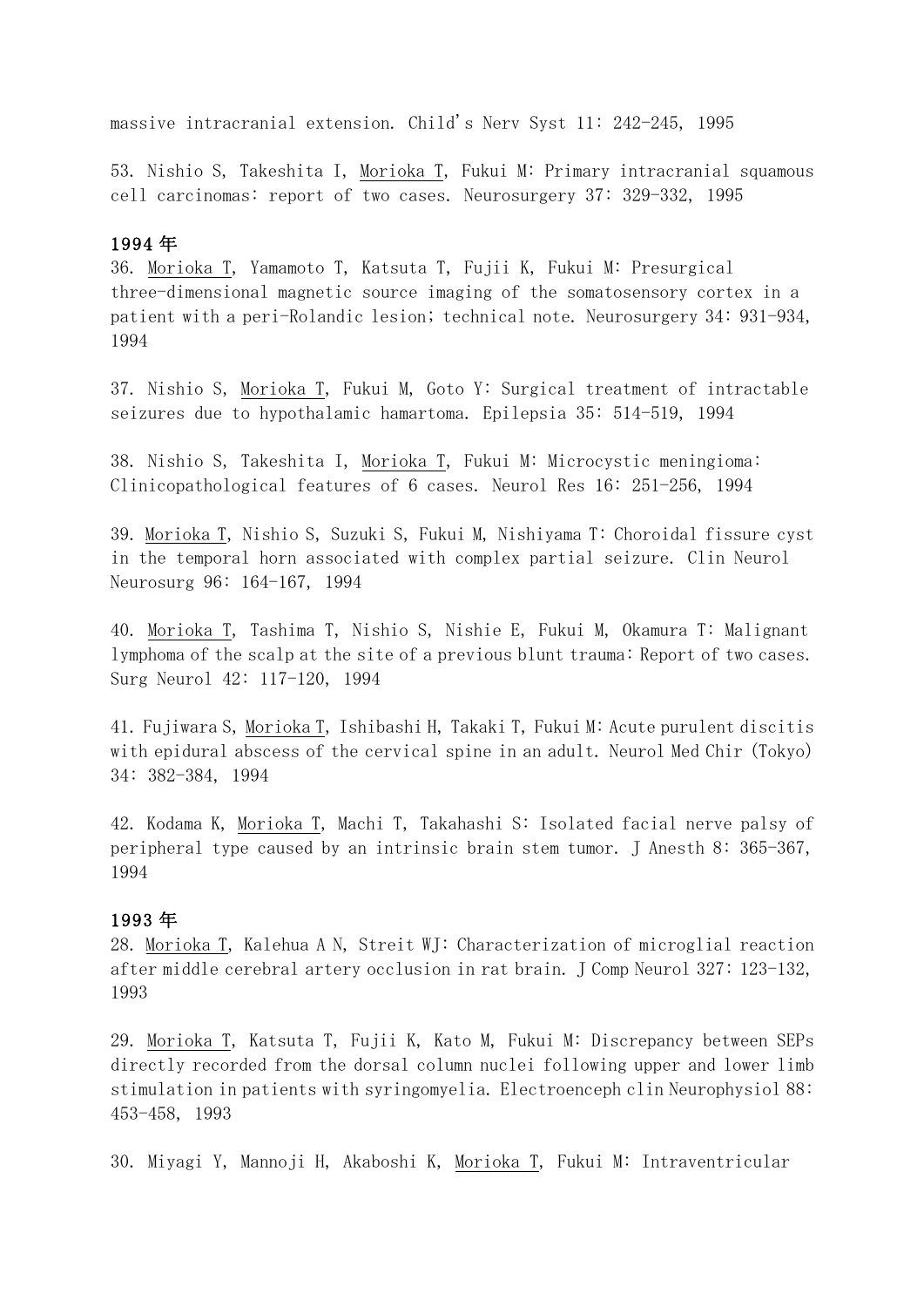massive intracranial extension. Child's Nerv Syst 11: 242-245, 1995

53. Nishio S, Takeshita I, <u>Morioka T</u>, Fukui M: Primary intracranial squamous cell carcinomas: report of two cases. Neurosurgery 37: 329-332, 1995

### 1994 年

36. <u>Morioka T</u>, Yamamoto T, Katsuta T, Fujii K, Fukui M: Presurgical three-dimensional magnetic source imaging of the somatosensory cortex in a patient with a peri-Rolandic lesion; technical note. Neurosurgery 34: 931-934, 1994

37. Nishio S, <u>Morioka T</u>, Fukui M, Goto Y: Surgical treatment of intractable seizures due to hypothalamic hamartoma. Epilepsia 35: 514-519, 1994

38. Nishio S, Takeshita I, <u>Morioka T</u>, Fukui M: Microcystic meningioma: Clinicopathological features of 6 cases. Neurol Res 16: 251-256, 1994

39. <u>Morioka T</u>, Nishio S, Suzuki S, Fukui M, Nishiyama T: Choroidal fissure cyst in the temporal horn associated with complex partial seizure. Clin Neurol Neurosurg 96: 164-167, 1994

40. <u>Morioka T</u>, Tashima T, Nishio S, Nishie E, Fukui M, Okamura T: Malignant lymphoma of the scalp at the site of a previous blunt trauma: Report of two cases. Surg Neurol 42: 117-120, 1994

41. Fujiwara S, <u>Morioka T</u>, Ishibashi H, Takaki T, Fukui M: Acute purulent discitis with epidural abscess of the cervical spine in an adult. Neurol Med Chir (Tokyo) 34: 382-384, 1994

42. Kodama K, <u>Morioka T</u>, Machi T, Takahashi S: Isolated facial nerve palsy of peripheral type caused by an intrinsic brain stem tumor. J Anesth 8: 365-367, 1994

### 1993 年

28. <u>Morioka T</u>, Kalehua A N, Streit WJ: Characterization of microglial reaction after middle cerebral artery occlusion in rat brain. J Comp Neurol 327: 123-132, 1993

29. <u>Morioka T</u>, Katsuta T, Fujii K, Kato M, Fukui M: Discrepancy between SEPs directly recorded from the dorsal column nuclei following upper and lower limb stimulation in patients with syringomyelia. Electroenceph clin Neurophysiol 88: 453-458, 1993

30. Miyagi Y, Mannoji H, Akaboshi K, <u>Morioka T</u>, Fukui M: Intraventricular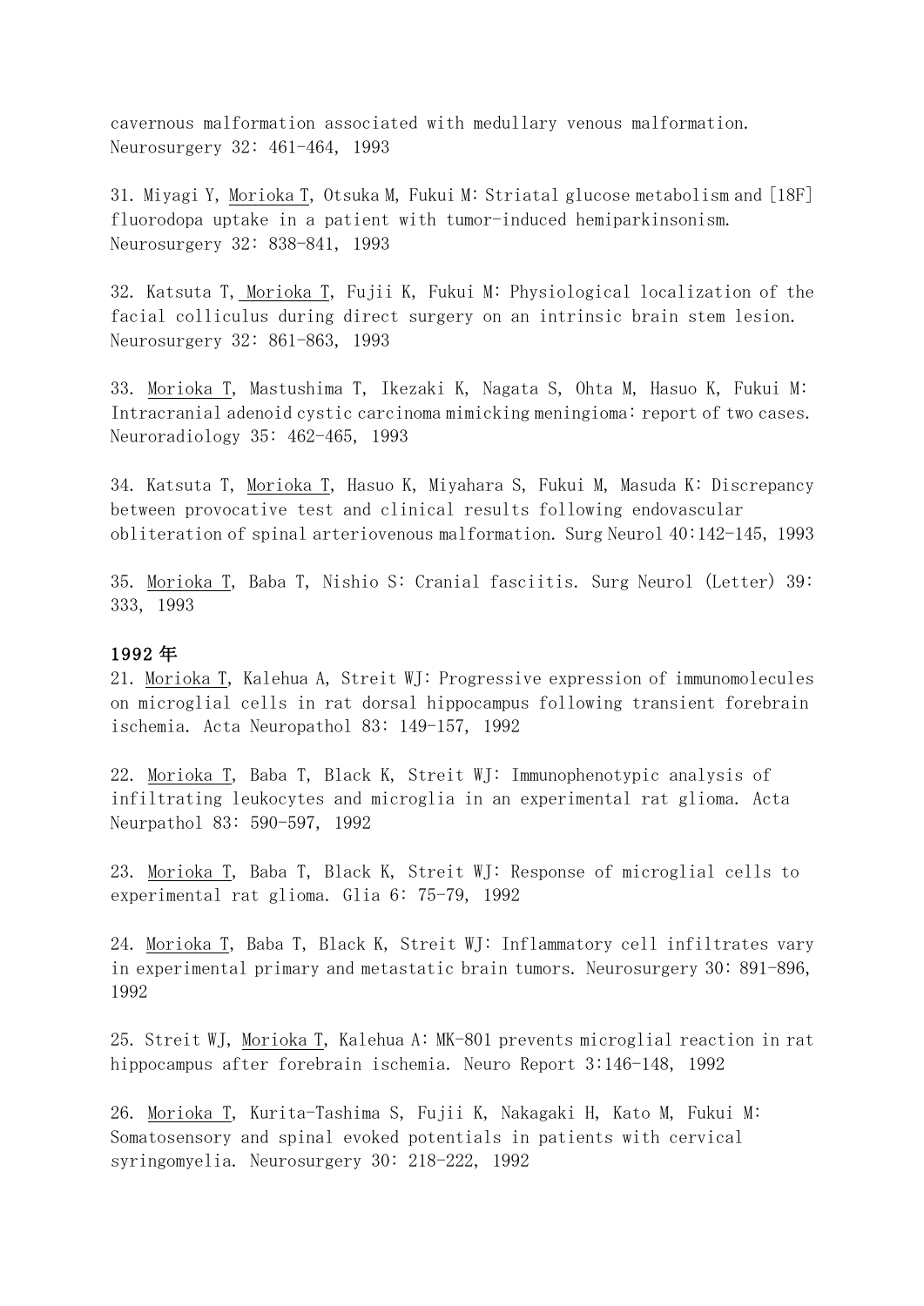cavernous malformation associated with medullary venous malformation. Neurosurgery 32: 461-464, 1993

31. Miyagi Y, Morioka T, Otsuka M, Fukui M: Striatal glucose metabolism and [18F] fluorodopa uptake in a patient with tumor-induced hemiparkinsonism. Neurosurgery 32: 838-841, 1993

32. Katsuta T, Morioka T, Fujii K, Fukui M: Physiological localization of the facial colliculus during direct surgery on an intrinsic brain stem lesion. Neurosurgery 32: 861-863, 1993

33. Morioka T, Mastushima T, Ikezaki K, Nagata S, Ohta M, Hasuo K, Fukui M: Intracranial adenoid cystic carcinoma mimicking meningioma: report of two cases. Neuroradiology 35: 462-465, 1993

34. Katsuta T, Morioka T, Hasuo K, Miyahara S, Fukui M, Masuda K: Discrepancy between provocative test and clinical results following endovascular obliteration of spinal arteriovenous malformation. Surg Neurol 40:142-145, 1993

35. Morioka T, Baba T, Nishio S: Cranial fasciitis. Surg Neurol (Letter) 39: 333, 1993

**1992 年**

21. Morioka T, Kalehua A, Streit WJ: Progressive expression of immunomolecules on microglial cells in rat dorsal hippocampus following transient forebrain ischemia. Acta Neuropathol 83: 149-157, 1992

22. Morioka T, Baba T, Black K, Streit WJ: Immunophenotypic analysis of infiltrating leukocytes and microglia in an experimental rat glioma. Acta Neurpathol 83: 590-597, 1992

23. Morioka T, Baba T, Black K, Streit WJ: Response of microglial cells to experimental rat glioma. Glia 6: 75-79, 1992

24. Morioka T, Baba T, Black K, Streit WJ: Inflammatory cell infiltrates vary in experimental primary and metastatic brain tumors. Neurosurgery 30: 891-896, 1992

25. Streit WJ, Morioka T, Kalehua A: MK-801 prevents microglial reaction in rat hippocampus after forebrain ischemia. Neuro Report 3:146-148, 1992

26. Morioka T, Kurita-Tashima S, Fujii K, Nakagaki H, Kato M, Fukui M: Somatosensory and spinal evoked potentials in patients with cervical syringomyelia. Neurosurgery 30: 218-222, 1992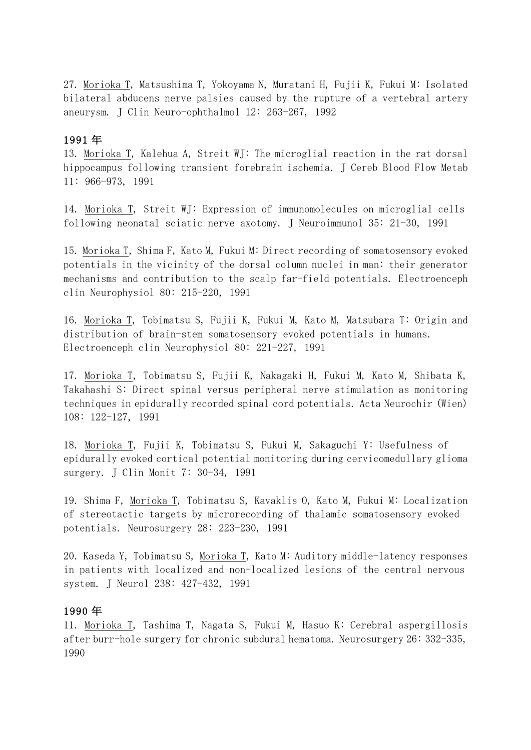27. Morioka T, Matsushima T, Yokoyama N, Muratani H, Fujii K, Fukui M: Isolated bilateral abducens nerve palsies caused by the rupture of a vertebral artery aneurysm. J Clin Neuro-ophthalmol 12: 263-267, 1992

### 1991 年

13. Morioka T, Kalehua A, Streit WJ: The microglial reaction in the rat dorsal hippocampus following transient forebrain ischemia. J Cereb Blood Flow Metab 11: 966-973, 1991

14. Morioka T, Streit WJ: Expression of immunomolecules on microglial cells following neonatal sciatic nerve axotomy. J Neuroimmunol 35: 21-30, 1991

15. Morioka T, Shima F, Kato M, Fukui M: Direct recording of somatosensory evoked potentials in the vicinity of the dorsal column nuclei in man: their generator mechanisms and contribution to the scalp far-field potentials. Electroenceph clin Neurophysiol 80: 215-220, 1991

16. Morioka T, Tobimatsu S, Fujii K, Fukui M, Kato M, Matsubara T: Origin and distribution of brain-stem somatosensory evoked potentials in humans. Electroenceph clin Neurophysiol 80: 221-227, 1991

17. Morioka T, Tobimatsu S, Fujii K, Nakagaki H, Fukui M, Kato M, Shibata K, Takahashi S: Direct spinal versus peripheral nerve stimulation as monitoring techniques in epidurally recorded spinal cord potentials. Acta Neurochir (Wien) 108: 122-127, 1991

18. Morioka T, Fujii K, Tobimatsu S, Fukui M, Sakaguchi Y: Usefulness of epidurally evoked cortical potential monitoring during cervicomedullary glioma surgery. J Clin Monit 7: 30-34, 1991

19. Shima F, Morioka T, Tobimatsu S, Kavaklis O, Kato M, Fukui M: Localization of stereotactic targets by microrecording of thalamic somatosensory evoked potentials. Neurosurgery 28: 223-230, 1991

20. Kaseda Y, Tobimatsu S, Morioka T, Kato M: Auditory middle-latency responses in patients with localized and non-localized lesions of the central nervous system. J Neurol 238: 427-432, 1991

### 1990 年

11. Morioka T, Tashima T, Nagata S, Fukui M, Hasuo K: Cerebral aspergillosis after burr-hole surgery for chronic subdural hematoma. Neurosurgery 26: 332-335, 1990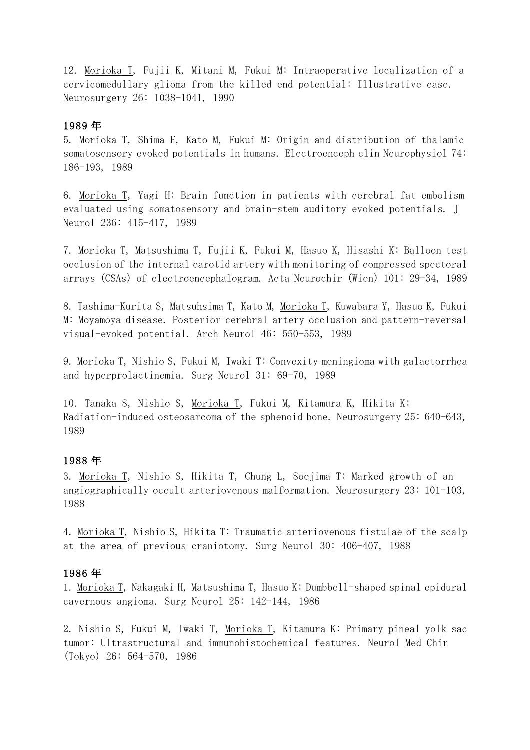12. Morioka T, Fujii K, Mitani M, Fukui M: Intraoperative localization of a cervicomedullary glioma from the killed end potential: Illustrative case. Neurosurgery 26: 1038-1041, 1990

### 1989 年

5. Morioka T, Shima F, Kato M, Fukui M: Origin and distribution of thalamic somatosensory evoked potentials in humans. Electroenceph clin Neurophysiol 74: 186-193, 1989

6. Morioka T, Yagi H: Brain function in patients with cerebral fat embolism evaluated using somatosensory and brain-stem auditory evoked potentials. J Neurol 236: 415-417, 1989

7. Morioka T, Matsushima T, Fujii K, Fukui M, Hasuo K, Hisashi K: Balloon test occlusion of the internal carotid artery with monitoring of compressed spectoral arrays (CSAs) of electroencephalogram. Acta Neurochir (Wien) 101: 29-34, 1989

8. Tashima-Kurita S, Matsuhsima T, Kato M, Morioka T, Kuwabara Y, Hasuo K, Fukui M: Moyamoya disease. Posterior cerebral artery occlusion and pattern-reversal visual-evoked potential. Arch Neurol 46: 550-553, 1989

9. Morioka T, Nishio S, Fukui M, Iwaki T: Convexity meningioma with galactorrhea and hyperprolactinemia. Surg Neurol 31: 69-70, 1989

10. Tanaka S, Nishio S, Morioka T, Fukui M, Kitamura K, Hikita K: Radiation-induced osteosarcoma of the sphenoid bone. Neurosurgery 25: 640-643, 1989

### 1988 年

3. Morioka T, Nishio S, Hikita T, Chung L, Soejima T: Marked growth of an angiographically occult arteriovenous malformation. Neurosurgery 23: 101-103, 1988

4. Morioka T, Nishio S, Hikita T: Traumatic arteriovenous fistulae of the scalp at the area of previous craniotomy. Surg Neurol 30: 406-407, 1988

### 1986 年

1. Morioka T, Nakagaki H, Matsushima T, Hasuo K: Dumbbell-shaped spinal epidural cavernous angioma. Surg Neurol 25: 142-144, 1986

2. Nishio S, Fukui M, Iwaki T, Morioka T, Kitamura K: Primary pineal yolk sac tumor: Ultrastructural and immunohistochemical features. Neurol Med Chir (Tokyo) 26: 564-570, 1986